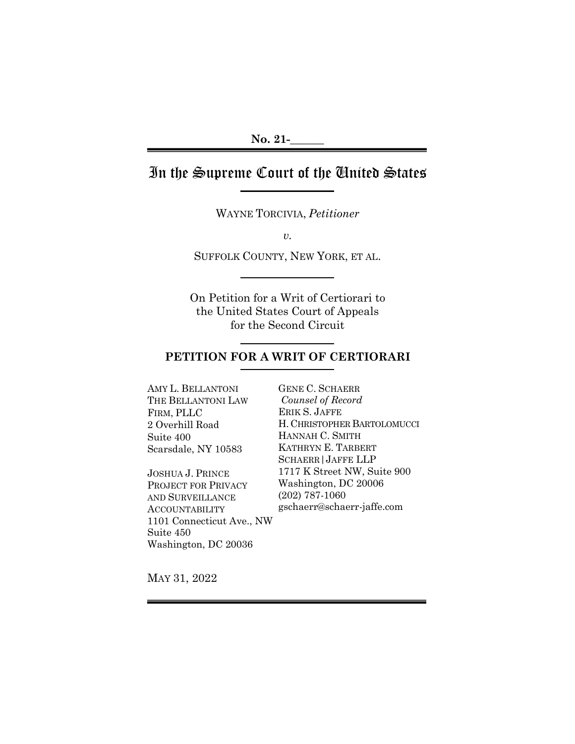No. 21-______

# In the Supreme Court of the United States

WAYNE TORCIVIA, *Petitioner*

*v.*

SUFFOLK COUNTY, NEW YORK, ET AL.

On Petition for a Writ of Certiorari to the United States Court of Appeals for the Second Circuit

## PETITION FOR A WRIT OF CERTIORARI

AMY L. BELLANTONI
THE BELLANTONI LAW FIRM, PLLC
2 Overhill Road
Suite 400
Scarsdale, NY 10583

JOSHUA J. PRINCE
PROJECT FOR PRIVACY AND SURVEILLANCE ACCOUNTABILITY
1101 Connecticut Ave., NW
Suite 450
Washington, DC 20036

GENE C. SCHAERR
*Counsel of Record*
ERIK S. JAFFE
H. CHRISTOPHER BARTOLOMUCCI
HANNAH C. SMITH
KATHRYN E. TARBERT
SCHAERR | JAFFE LLP
1717 K Street NW, Suite 900
Washington, DC 20006
(202) 787-1060
gschaerr@schaerr-jaffe.com

MAY 31, 2022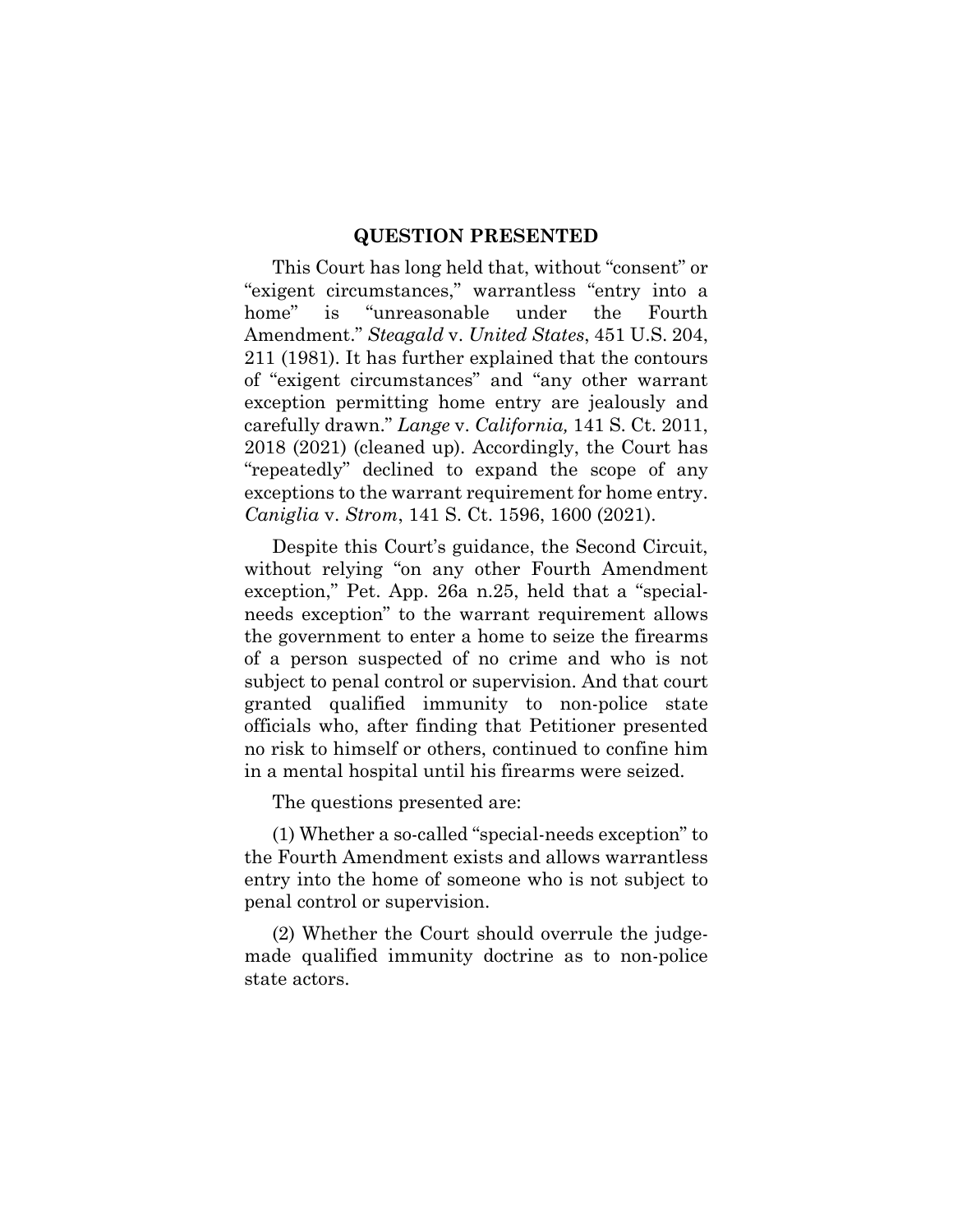## QUESTION PRESENTED

This Court has long held that, without "consent" or "exigent circumstances," warrantless "entry into a home" is "unreasonable under the Fourth Amendment." *Steagald* v. *United States*, 451 U.S. 204, 211 (1981). It has further explained that the contours of "exigent circumstances" and "any other warrant exception permitting home entry are jealously and carefully drawn." *Lange* v. *California,* 141 S. Ct. 2011, 2018 (2021) (cleaned up). Accordingly, the Court has "repeatedly" declined to expand the scope of any exceptions to the warrant requirement for home entry. *Caniglia* v. *Strom*, 141 S. Ct. 1596, 1600 (2021).

Despite this Court's guidance, the Second Circuit, without relying "on any other Fourth Amendment exception," Pet. App. 26a n.25, held that a "special-needs exception" to the warrant requirement allows the government to enter a home to seize the firearms of a person suspected of no crime and who is not subject to penal control or supervision. And that court granted qualified immunity to non-police state officials who, after finding that Petitioner presented no risk to himself or others, continued to confine him in a mental hospital until his firearms were seized.

The questions presented are:

(1) Whether a so-called "special-needs exception" to the Fourth Amendment exists and allows warrantless entry into the home of someone who is not subject to penal control or supervision.

(2) Whether the Court should overrule the judge-made qualified immunity doctrine as to non-police state actors.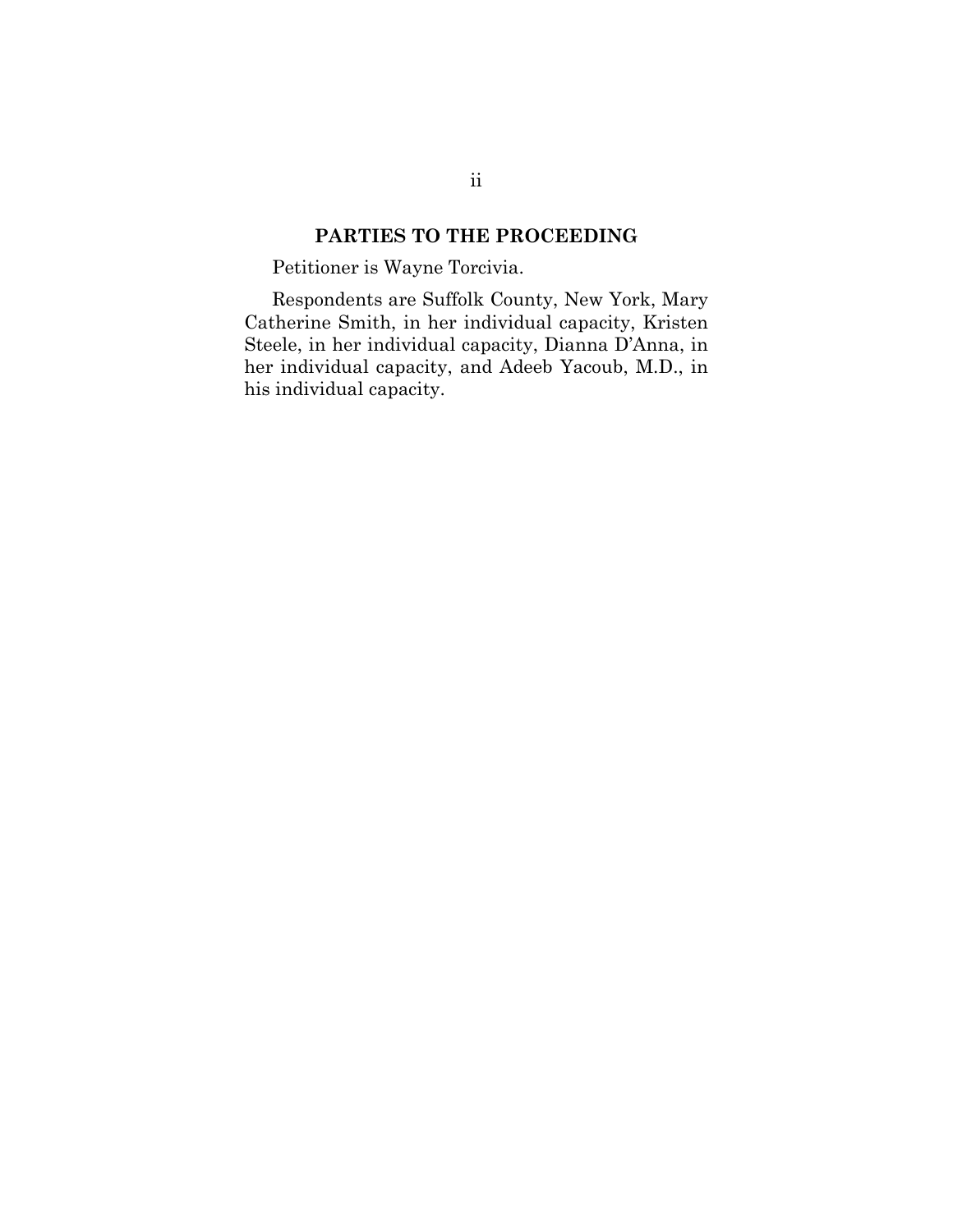## PARTIES TO THE PROCEEDING

Petitioner is Wayne Torcivia.

Respondents are Suffolk County, New York, Mary Catherine Smith, in her individual capacity, Kristen Steele, in her individual capacity, Dianna D'Anna, in her individual capacity, and Adeeb Yacoub, M.D., in his individual capacity.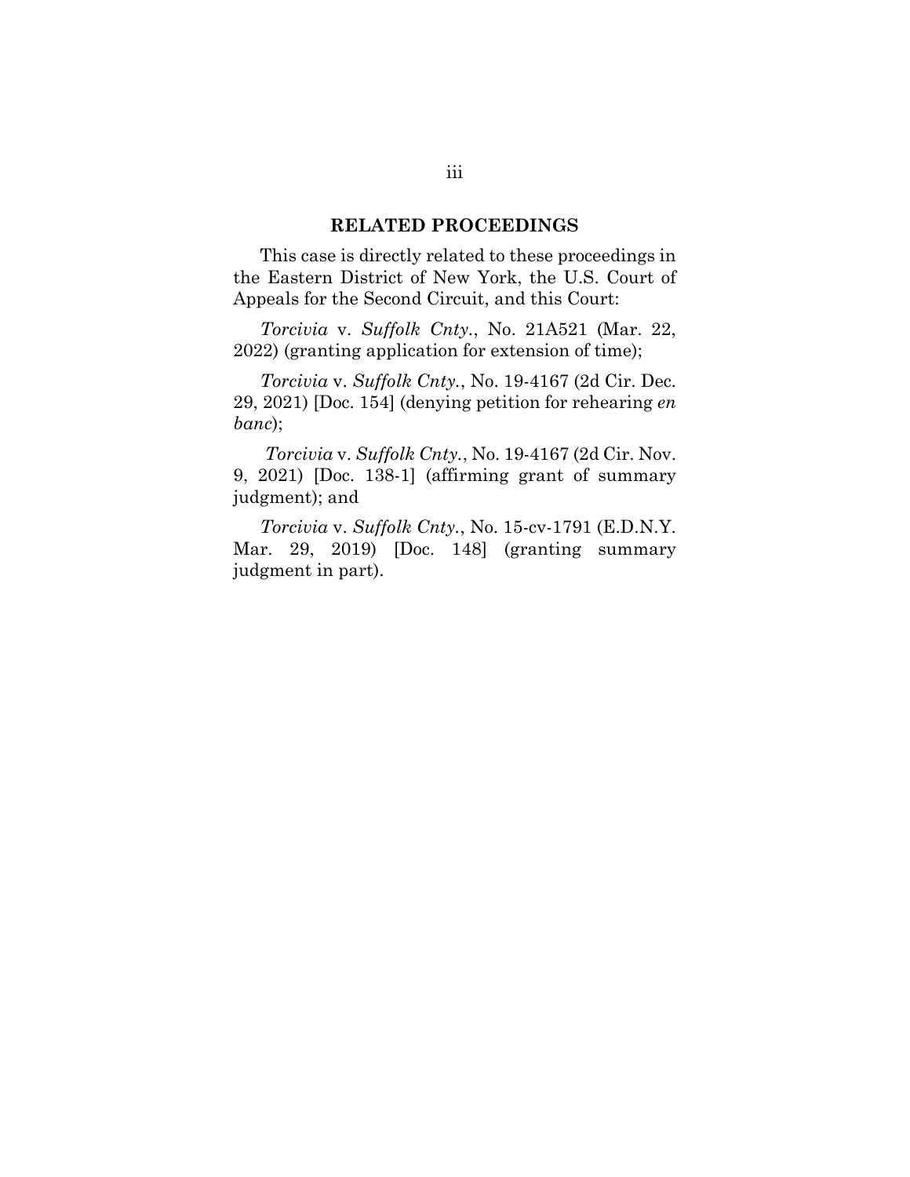## RELATED PROCEEDINGS

This case is directly related to these proceedings in the Eastern District of New York, the U.S. Court of Appeals for the Second Circuit, and this Court:

*Torcivia* v. *Suffolk Cnty.*, No. 21A521 (Mar. 22, 2022) (granting application for extension of time);

*Torcivia* v. *Suffolk Cnty.*, No. 19-4167 (2d Cir. Dec. 29, 2021) [Doc. 154] (denying petition for rehearing *en banc*);

*Torcivia* v. *Suffolk Cnty.*, No. 19-4167 (2d Cir. Nov. 9, 2021) [Doc. 138-1] (affirming grant of summary judgment); and

*Torcivia* v. *Suffolk Cnty.*, No. 15-cv-1791 (E.D.N.Y. Mar. 29, 2019) [Doc. 148] (granting summary judgment in part).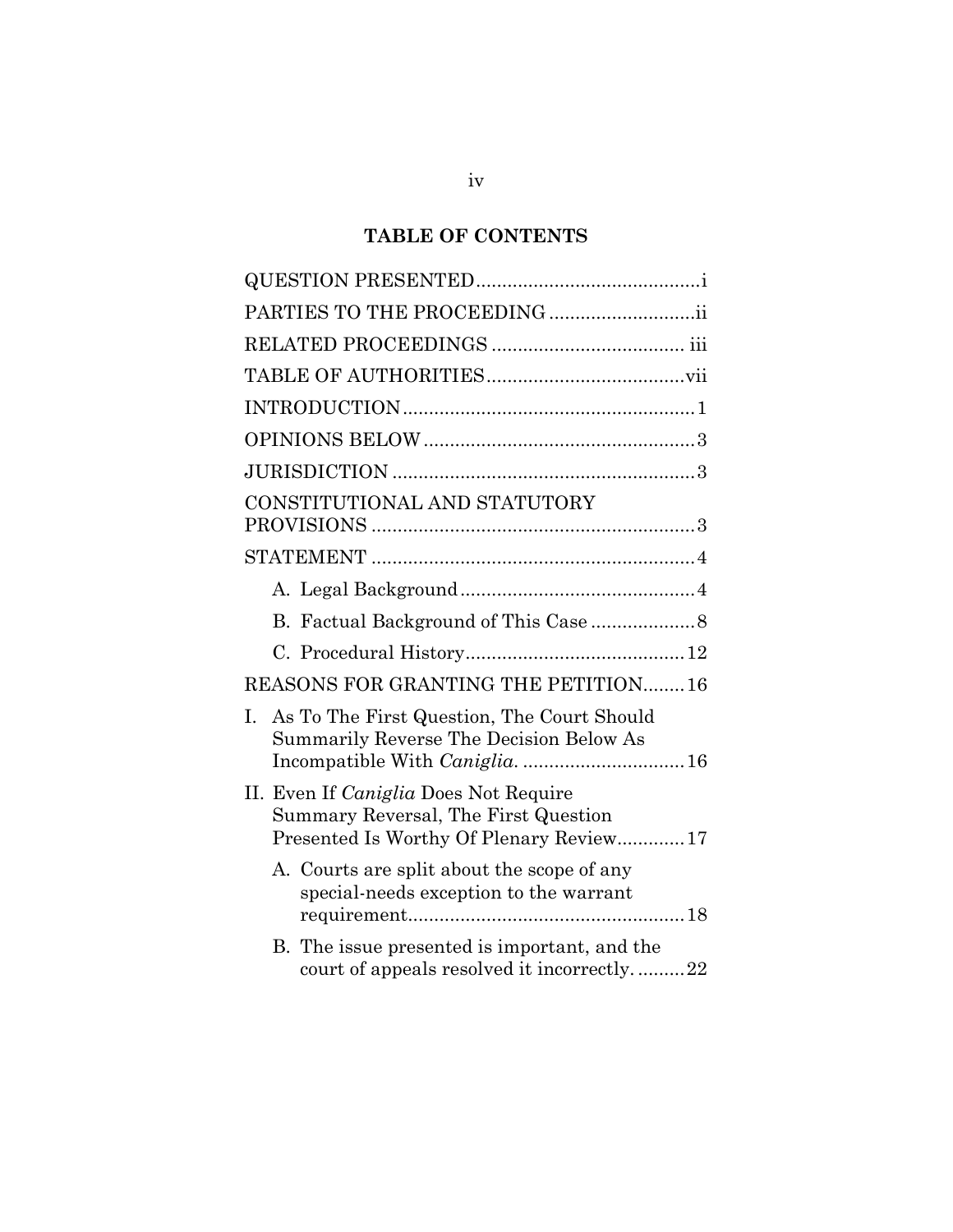## TABLE OF CONTENTS

QUESTION PRESENTED .......................................... i

PARTIES TO THE PROCEEDING ........................... ii

RELATED PROCEEDINGS .................................... iii

TABLE OF AUTHORITIES ..................................... vii

INTRODUCTION ....................................................... 1

OPINIONS BELOW ................................................... 3

JURISDICTION ......................................................... 3

CONSTITUTIONAL AND STATUTORY PROVISIONS ............................................................. 3

STATEMENT ............................................................. 4

- A. Legal Background ............................................ 4
- B. Factual Background of This Case .................... 8
- C. Procedural History .......................................... 12

REASONS FOR GRANTING THE PETITION........ 16

I. As To The First Question, The Court Should Summarily Reverse The Decision Below As Incompatible With *Caniglia*. ............................... 16

II. Even If *Caniglia* Does Not Require Summary Reversal, The First Question Presented Is Worthy Of Plenary Review............ 17

- A. Courts are split about the scope of any special-needs exception to the warrant requirement.................................................... 18
- B. The issue presented is important, and the court of appeals resolved it incorrectly. ......... 22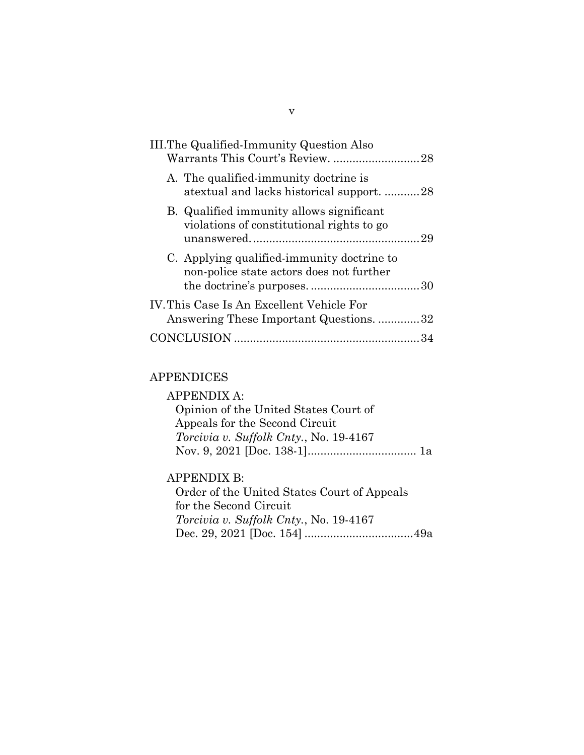III. The Qualified-Immunity Question Also Warrants This Court's Review. ..........................28

- A. The qualified-immunity doctrine is atextual and lacks historical support. ...........28
- B. Qualified immunity allows significant violations of constitutional rights to go unanswered. ...................................................29
- C. Applying qualified-immunity doctrine to non-police state actors does not further the doctrine's purposes. ..................................30

IV. This Case Is An Excellent Vehicle For Answering These Important Questions. .............32

CONCLUSION .........................................................34

APPENDICES

APPENDIX A:
Opinion of the United States Court of Appeals for the Second Circuit
*Torcivia v. Suffolk Cnty.*, No. 19-4167
Nov. 9, 2021 [Doc. 138-1].................................. 1a

APPENDIX B:
Order of the United States Court of Appeals for the Second Circuit
*Torcivia v. Suffolk Cnty.*, No. 19-4167
Dec. 29, 2021 [Doc. 154] ..................................49a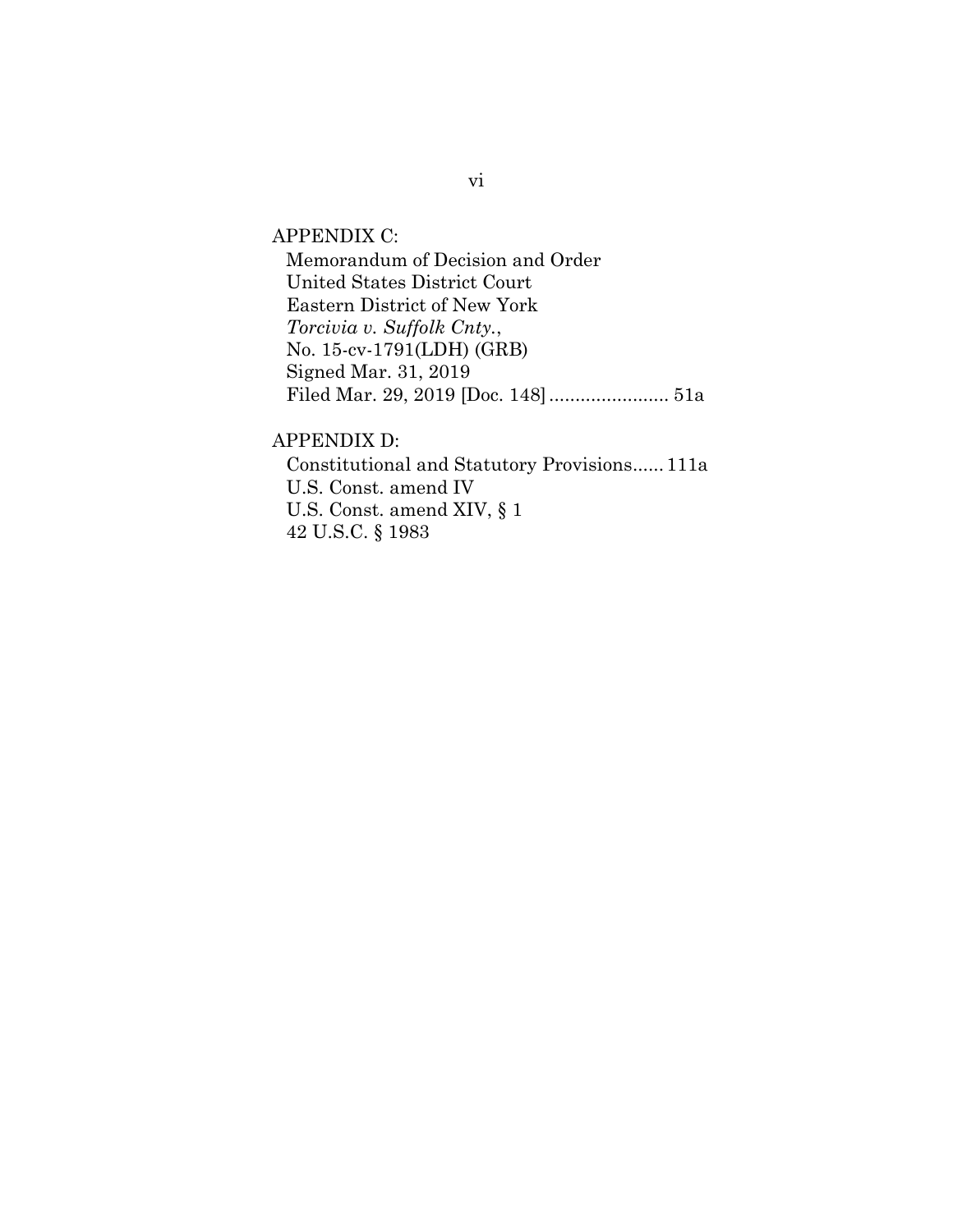APPENDIX C:
Memorandum of Decision and Order
United States District Court
Eastern District of New York
*Torcivia v. Suffolk Cnty.*,
No. 15-cv-1791(LDH) (GRB)
Signed Mar. 31, 2019
Filed Mar. 29, 2019 [Doc. 148] ....................... 51a

APPENDIX D:
Constitutional and Statutory Provisions...... 111a
U.S. Const. amend IV
U.S. Const. amend XIV, § 1
42 U.S.C. § 1983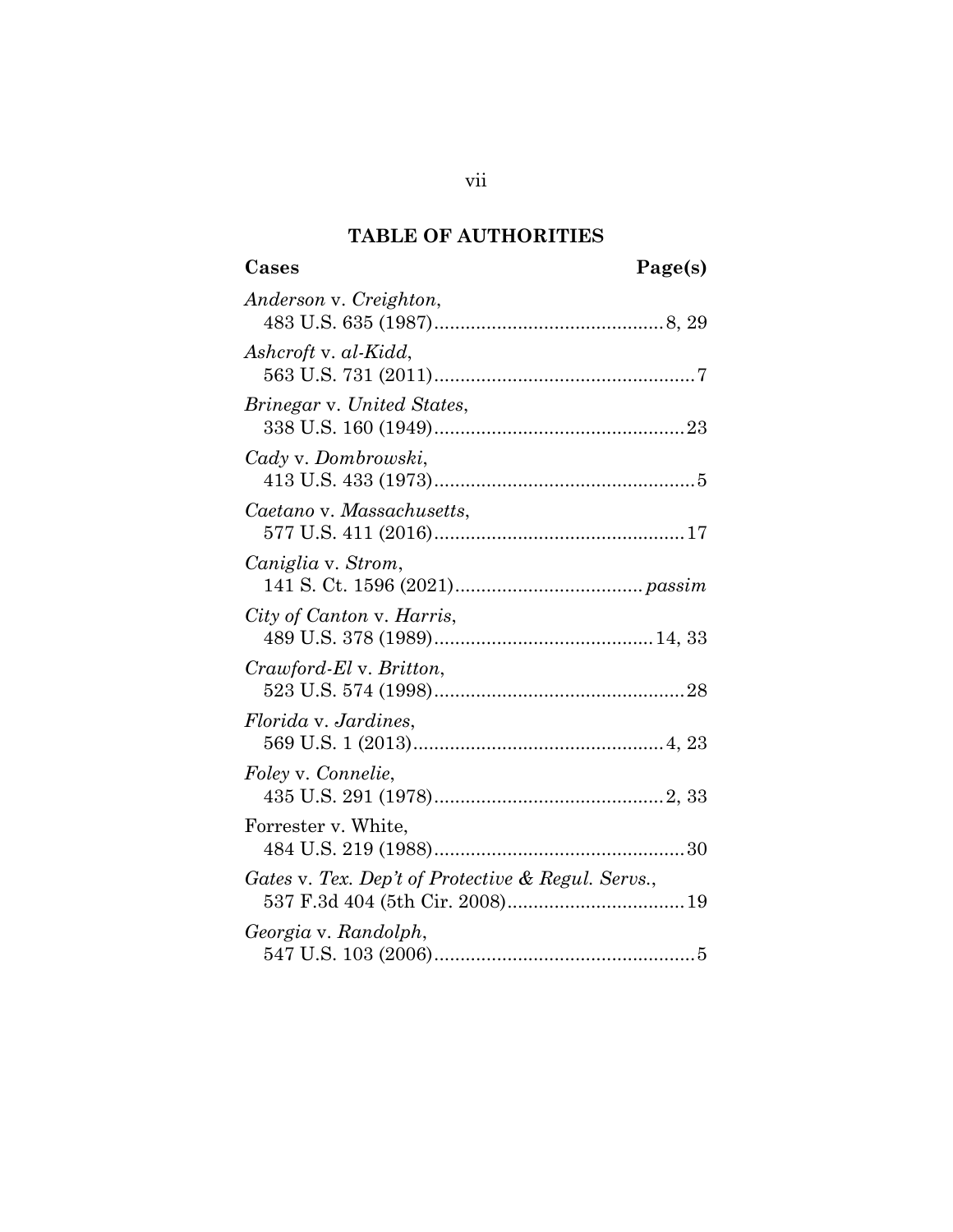## TABLE OF AUTHORITIES

**Cases** **Page(s)**

*Anderson* v. *Creighton*,
483 U.S. 635 (1987) ........................................... 8, 29

*Ashcroft* v. *al-Kidd*,
563 U.S. 731 (2011) ................................................. 7

*Brinegar* v. *United States*,
338 U.S. 160 (1949) ............................................... 23

*Cady* v. *Dombrowski*,
413 U.S. 433 (1973) ................................................. 5

*Caetano* v. *Massachusetts*,
577 U.S. 411 (2016) ............................................... 17

*Caniglia* v. *Strom*,
141 S. Ct. 1596 (2021) ................................... *passim*

*City of Canton* v. *Harris*,
489 U.S. 378 (1989) ......................................... 14, 33

*Crawford-El* v. *Britton*,
523 U.S. 574 (1998) ............................................... 28

*Florida* v. *Jardines*,
569 U.S. 1 (2013) ............................................... 4, 23

*Foley* v. *Connelie*,
435 U.S. 291 (1978) ........................................... 2, 33

Forrester v. White,
484 U.S. 219 (1988) ............................................... 30

*Gates* v. *Tex. Dep't of Protective & Regul. Servs.*,
537 F.3d 404 (5th Cir. 2008) ................................. 19

*Georgia* v. *Randolph*,
547 U.S. 103 (2006) ................................................. 5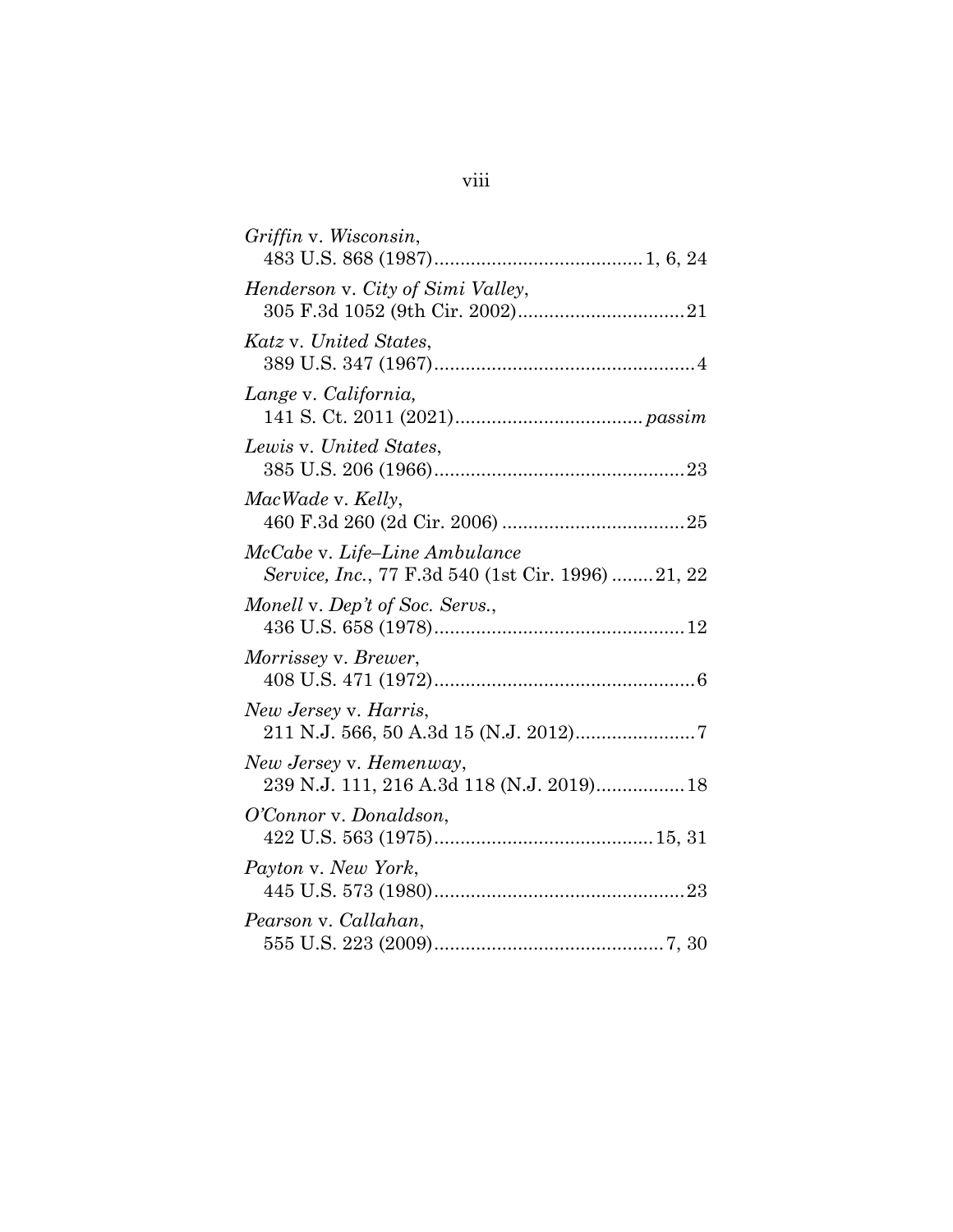*Griffin* v. *Wisconsin*,
483 U.S. 868 (1987)........................................1, 6, 24

*Henderson* v. *City of Simi Valley*,
305 F.3d 1052 (9th Cir. 2002)................................21

*Katz* v. *United States*,
389 U.S. 347 (1967)..................................................4

*Lange* v. *California,*
141 S. Ct. 2011 (2021).................................... *passim*

*Lewis* v. *United States*,
385 U.S. 206 (1966)................................................23

*MacWade* v. *Kelly*,
460 F.3d 260 (2d Cir. 2006) ...................................25

*McCabe* v. *Life–Line Ambulance Service, Inc.*, 77 F.3d 540 (1st Cir. 1996) ........21, 22

*Monell* v. *Dep't of Soc. Servs.*,
436 U.S. 658 (1978)................................................12

*Morrissey* v. *Brewer*,
408 U.S. 471 (1972)..................................................6

*New Jersey* v. *Harris*,
211 N.J. 566, 50 A.3d 15 (N.J. 2012).......................7

*New Jersey* v. *Hemenway*,
239 N.J. 111, 216 A.3d 118 (N.J. 2019).................18

*O'Connor* v. *Donaldson*,
422 U.S. 563 (1975)..........................................15, 31

*Payton* v. *New York*,
445 U.S. 573 (1980)................................................23

*Pearson* v. *Callahan*,
555 U.S. 223 (2009)............................................7, 30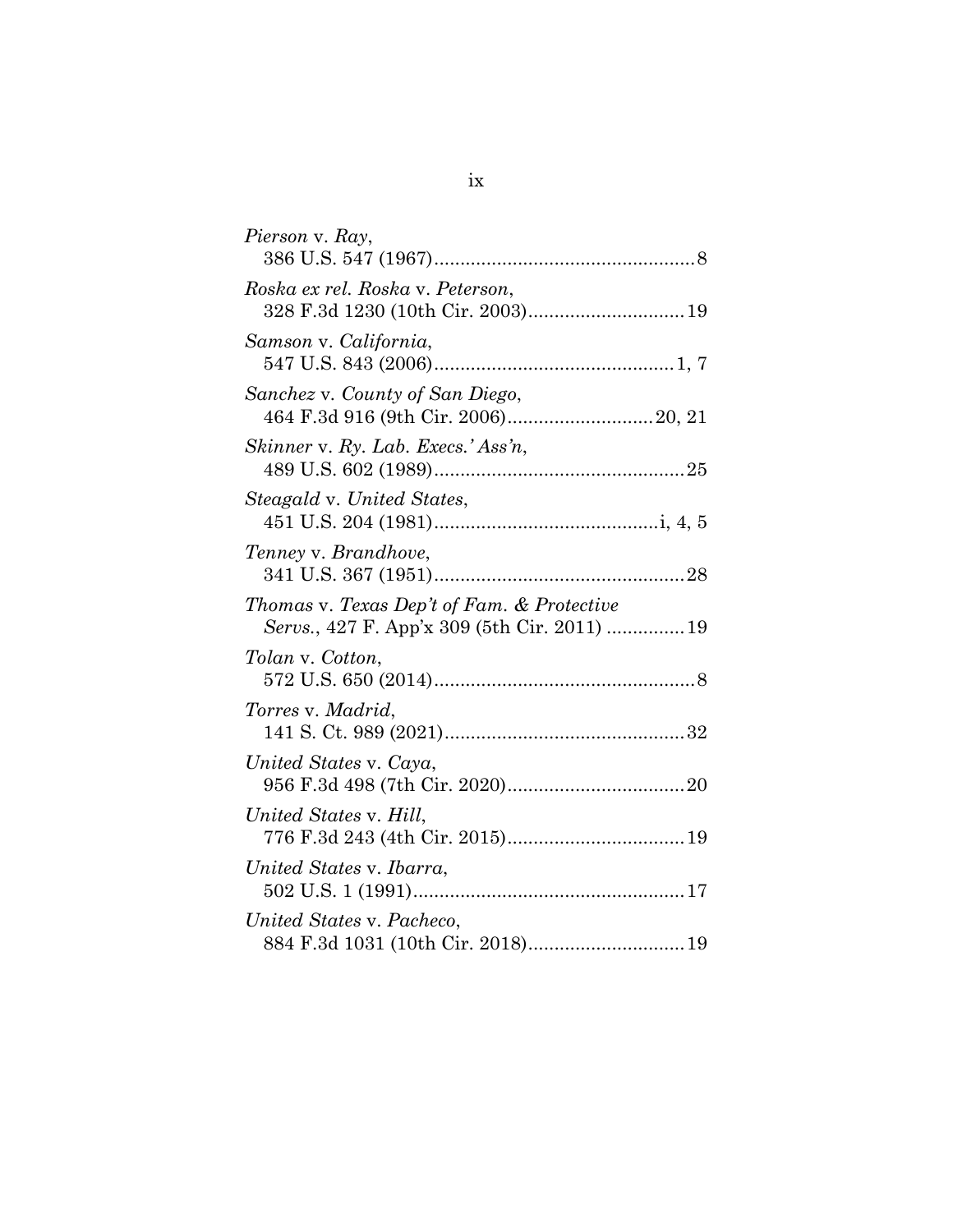*Pierson* v. *Ray*,
386 U.S. 547 (1967).................................................8

*Roska ex rel. Roska* v. *Peterson*,
328 F.3d 1230 (10th Cir. 2003).............................19

*Samson* v. *California*,
547 U.S. 843 (2006).............................................1, 7

*Sanchez* v. *County of San Diego*,
464 F.3d 916 (9th Cir. 2006)...........................20, 21

*Skinner* v. *Ry. Lab. Execs.' Ass'n*,
489 U.S. 602 (1989)...............................................25

*Steagald* v. *United States*,
451 U.S. 204 (1981)..........................................i, 4, 5

*Tenney* v. *Brandhove*,
341 U.S. 367 (1951)...............................................28

*Thomas* v. *Texas Dep't of Fam. & Protective Servs.*, 427 F. App'x 309 (5th Cir. 2011) ...............19

*Tolan* v. *Cotton*,
572 U.S. 650 (2014).................................................8

*Torres* v. *Madrid*,
141 S. Ct. 989 (2021).............................................32

*United States* v. *Caya*,
956 F.3d 498 (7th Cir. 2020).................................20

*United States* v. *Hill*,
776 F.3d 243 (4th Cir. 2015).................................19

*United States* v. *Ibarra*,
502 U.S. 1 (1991)...................................................17

*United States* v. *Pacheco*,
884 F.3d 1031 (10th Cir. 2018).............................19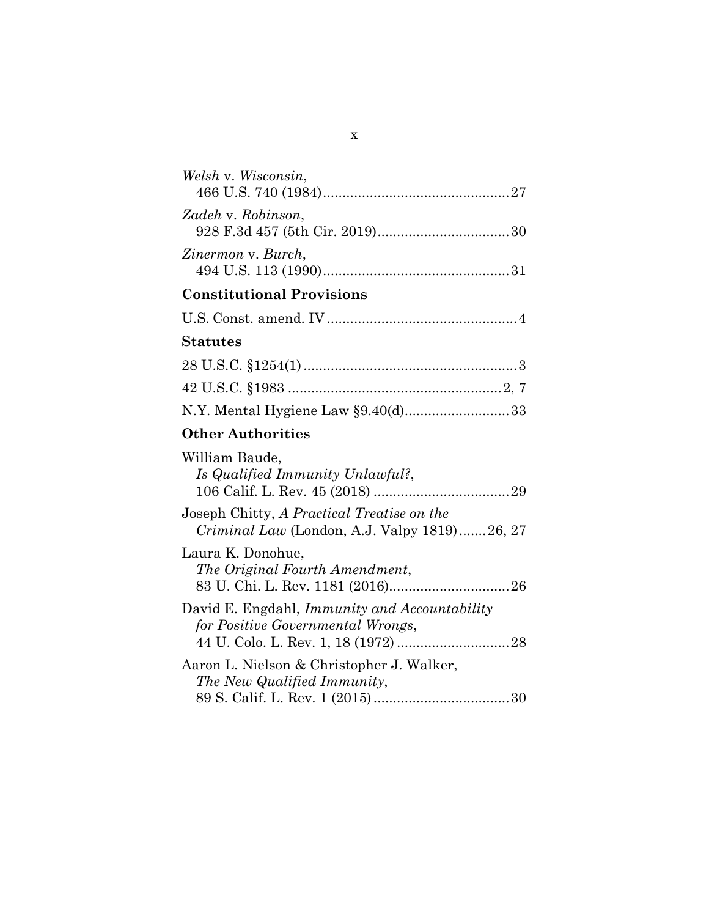*Welsh* v. *Wisconsin*,
466 U.S. 740 (1984)................................................27

*Zadeh* v. *Robinson*,
928 F.3d 457 (5th Cir. 2019).................................30

*Zinermon* v. *Burch*,
494 U.S. 113 (1990)................................................31

**Constitutional Provisions**

U.S. Const. amend. IV.................................................4

**Statutes**

28 U.S.C. §1254(1).......................................................3

42 U.S.C. §1983 ......................................................2, 7

N.Y. Mental Hygiene Law §9.40(d)...........................33

**Other Authorities**

William Baude,
*Is Qualified Immunity Unlawful?*,
106 Calif. L. Rev. 45 (2018) ...................................29

Joseph Chitty, *A Practical Treatise on the Criminal Law* (London, A.J. Valpy 1819).......26, 27

Laura K. Donohue,
*The Original Fourth Amendment*,
83 U. Chi. L. Rev. 1181 (2016)...............................26

David E. Engdahl, *Immunity and Accountability for Positive Governmental Wrongs*,
44 U. Colo. L. Rev. 1, 18 (1972) ............................28

Aaron L. Nielson & Christopher J. Walker,
*The New Qualified Immunity*,
89 S. Calif. L. Rev. 1 (2015)...................................30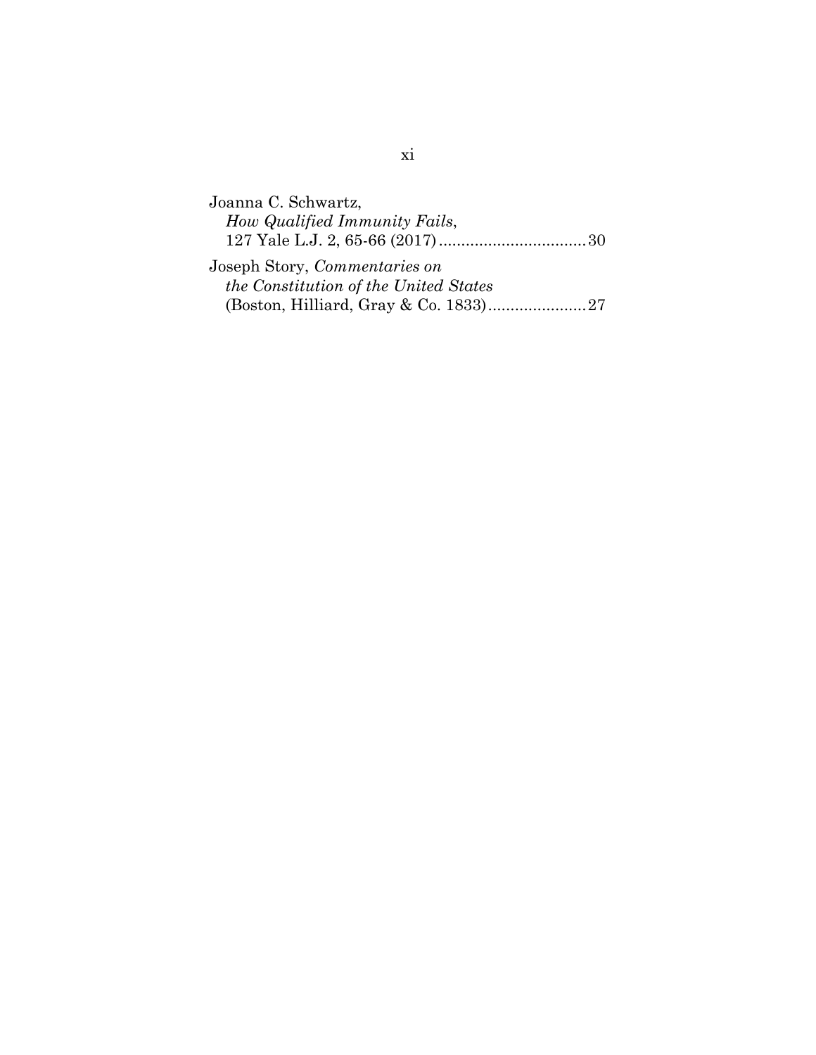Joanna C. Schwartz, *How Qualified Immunity Fails*, 127 Yale L.J. 2, 65-66 (2017)................................30

Joseph Story, *Commentaries on the Constitution of the United States* (Boston, Hilliard, Gray & Co. 1833)......................27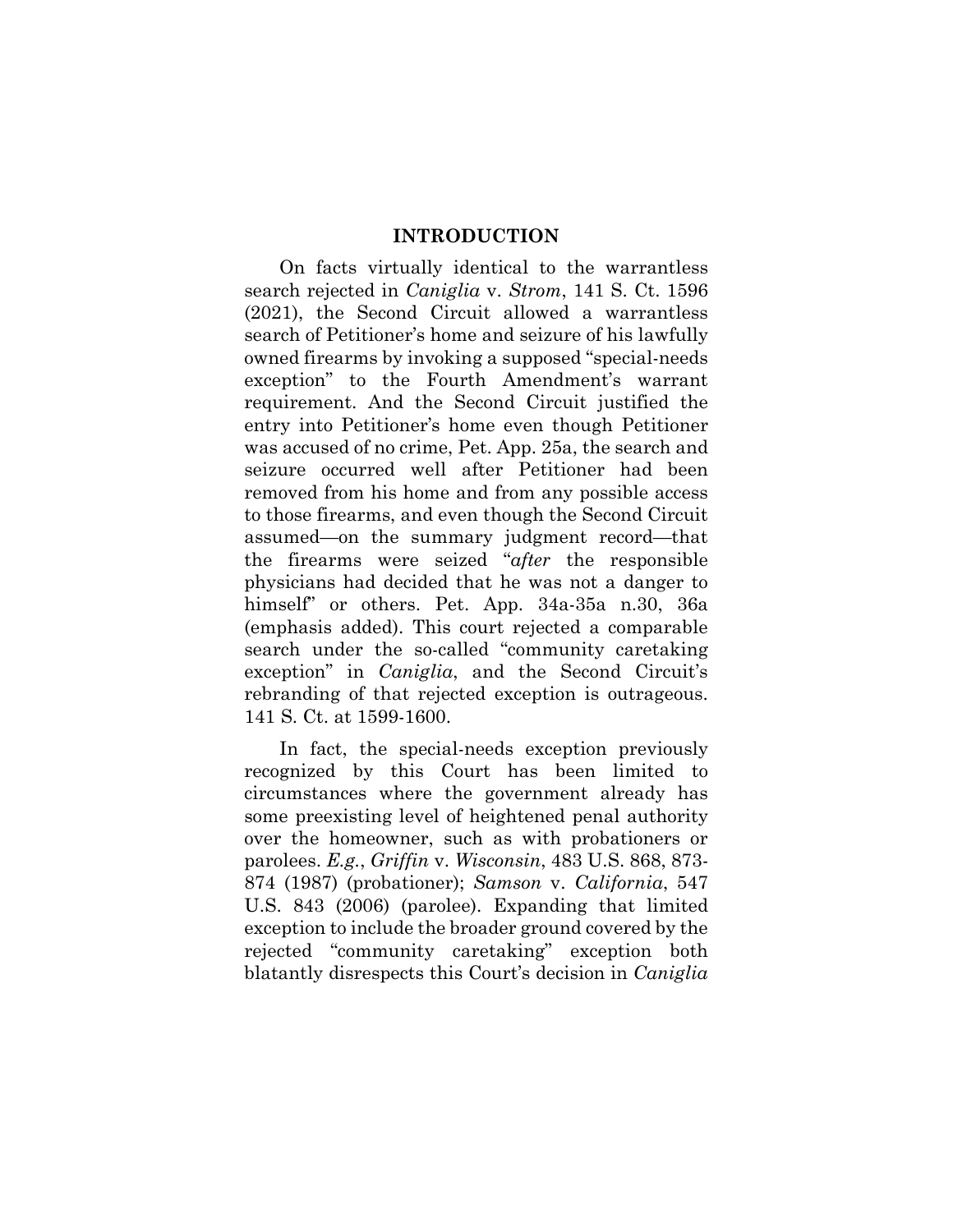# INTRODUCTION

On facts virtually identical to the warrantless search rejected in *Caniglia* v. *Strom*, 141 S. Ct. 1596 (2021), the Second Circuit allowed a warrantless search of Petitioner's home and seizure of his lawfully owned firearms by invoking a supposed "special-needs exception" to the Fourth Amendment's warrant requirement. And the Second Circuit justified the entry into Petitioner's home even though Petitioner was accused of no crime, Pet. App. 25a, the search and seizure occurred well after Petitioner had been removed from his home and from any possible access to those firearms, and even though the Second Circuit assumed—on the summary judgment record—that the firearms were seized "*after* the responsible physicians had decided that he was not a danger to himself" or others. Pet. App. 34a-35a n.30, 36a (emphasis added). This court rejected a comparable search under the so-called "community caretaking exception" in *Caniglia*, and the Second Circuit's rebranding of that rejected exception is outrageous. 141 S. Ct. at 1599-1600.

In fact, the special-needs exception previously recognized by this Court has been limited to circumstances where the government already has some preexisting level of heightened penal authority over the homeowner, such as with probationers or parolees. *E.g.*, *Griffin* v. *Wisconsin*, 483 U.S. 868, 873-874 (1987) (probationer); *Samson* v. *California*, 547 U.S. 843 (2006) (parolee). Expanding that limited exception to include the broader ground covered by the rejected "community caretaking" exception both blatantly disrespects this Court's decision in *Caniglia*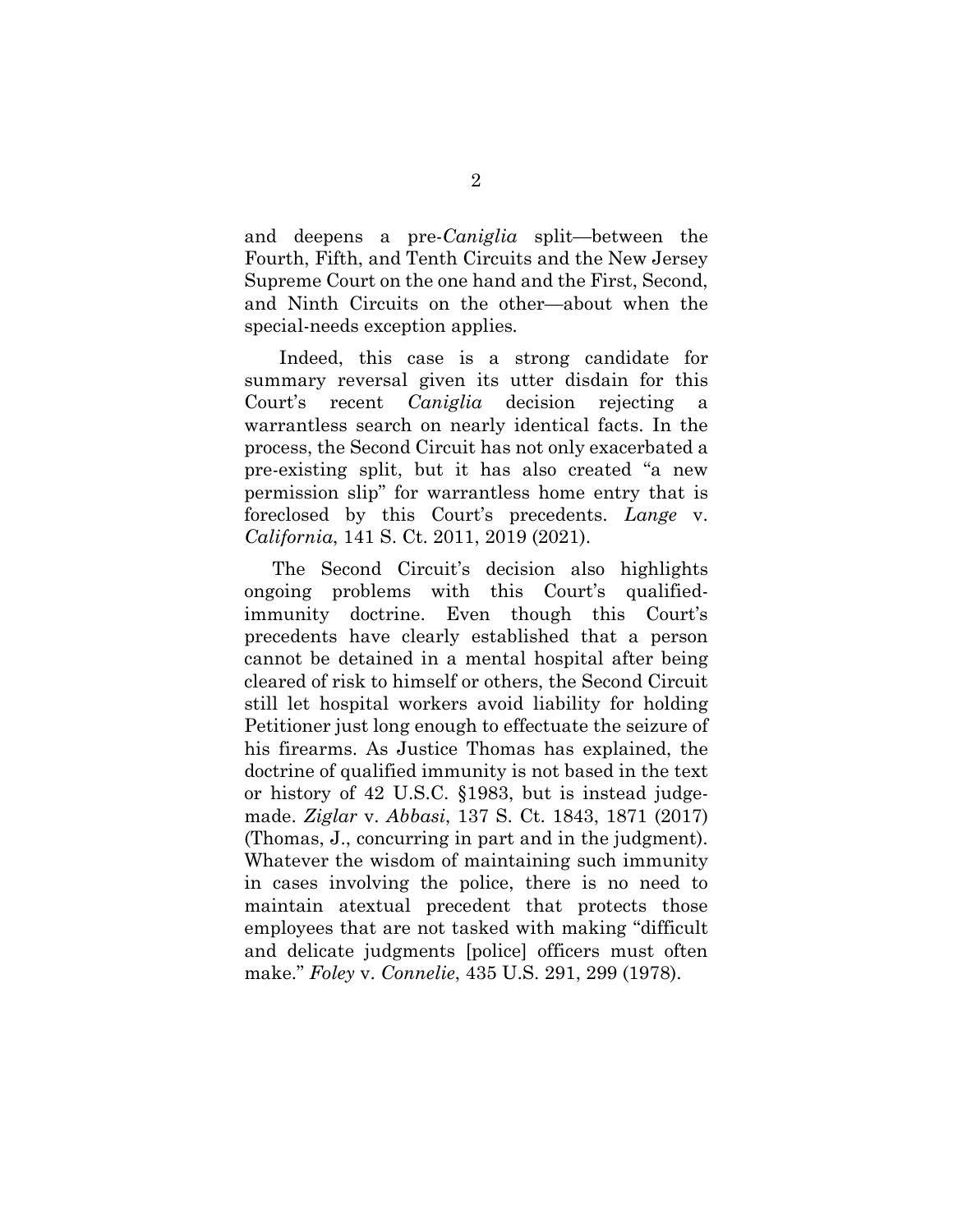and deepens a pre-*Caniglia* split—between the Fourth, Fifth, and Tenth Circuits and the New Jersey Supreme Court on the one hand and the First, Second, and Ninth Circuits on the other—about when the special-needs exception applies.

Indeed, this case is a strong candidate for summary reversal given its utter disdain for this Court's recent *Caniglia* decision rejecting a warrantless search on nearly identical facts. In the process, the Second Circuit has not only exacerbated a pre-existing split, but it has also created "a new permission slip" for warrantless home entry that is foreclosed by this Court's precedents. *Lange* v. *California*, 141 S. Ct. 2011, 2019 (2021).

The Second Circuit's decision also highlights ongoing problems with this Court's qualified-immunity doctrine. Even though this Court's precedents have clearly established that a person cannot be detained in a mental hospital after being cleared of risk to himself or others, the Second Circuit still let hospital workers avoid liability for holding Petitioner just long enough to effectuate the seizure of his firearms. As Justice Thomas has explained, the doctrine of qualified immunity is not based in the text or history of 42 U.S.C. §1983, but is instead judge-made. *Ziglar* v. *Abbasi*, 137 S. Ct. 1843, 1871 (2017) (Thomas, J., concurring in part and in the judgment). Whatever the wisdom of maintaining such immunity in cases involving the police, there is no need to maintain atextual precedent that protects those employees that are not tasked with making "difficult and delicate judgments [police] officers must often make." *Foley* v. *Connelie*, 435 U.S. 291, 299 (1978).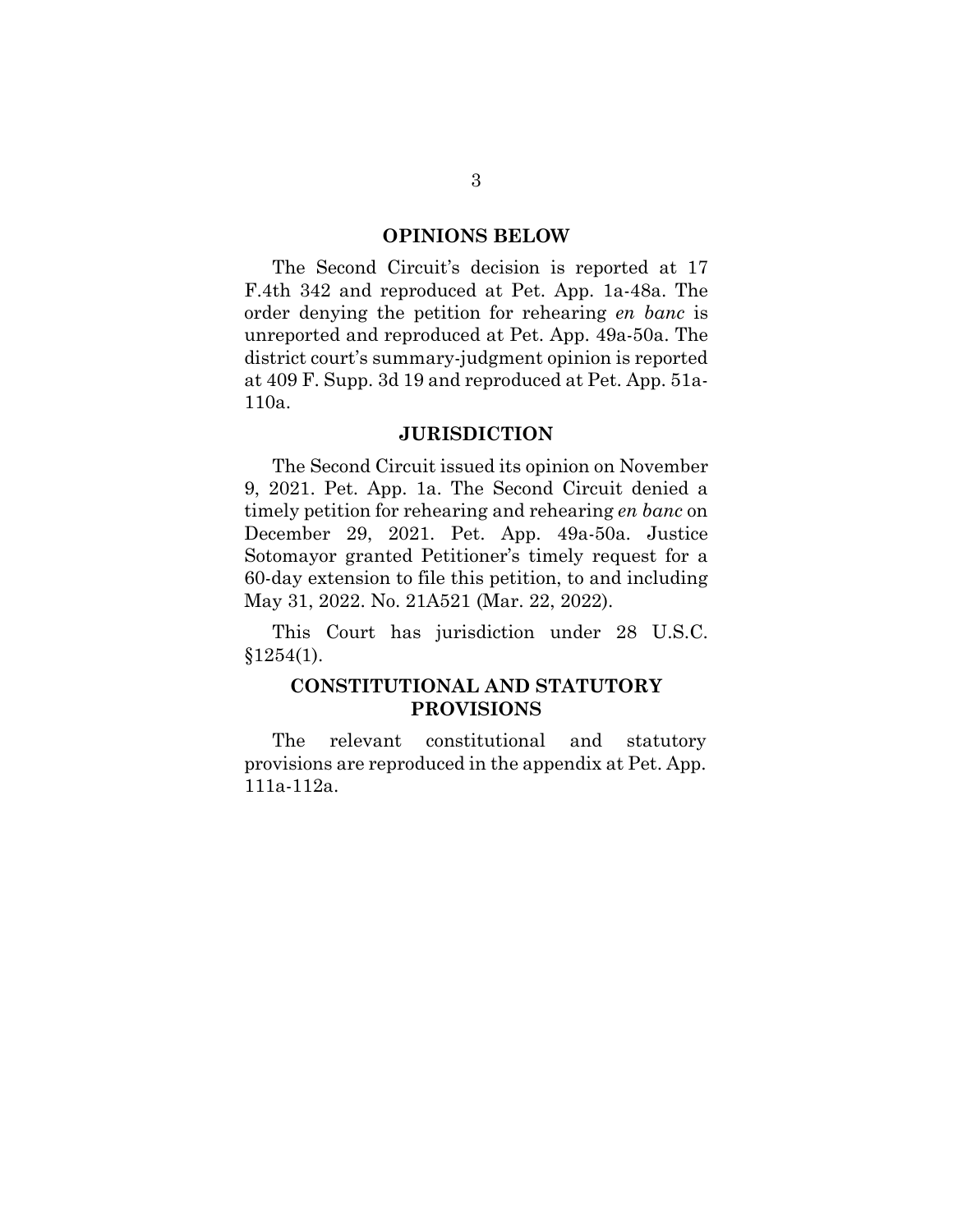## OPINIONS BELOW

The Second Circuit's decision is reported at 17 F.4th 342 and reproduced at Pet. App. 1a-48a. The order denying the petition for rehearing *en banc* is unreported and reproduced at Pet. App. 49a-50a. The district court's summary-judgment opinion is reported at 409 F. Supp. 3d 19 and reproduced at Pet. App. 51a-110a.

## JURISDICTION

The Second Circuit issued its opinion on November 9, 2021. Pet. App. 1a. The Second Circuit denied a timely petition for rehearing and rehearing *en banc* on December 29, 2021. Pet. App. 49a-50a. Justice Sotomayor granted Petitioner's timely request for a 60-day extension to file this petition, to and including May 31, 2022. No. 21A521 (Mar. 22, 2022).

This Court has jurisdiction under 28 U.S.C. §1254(1).

## CONSTITUTIONAL AND STATUTORY PROVISIONS

The relevant constitutional and statutory provisions are reproduced in the appendix at Pet. App. 111a-112a.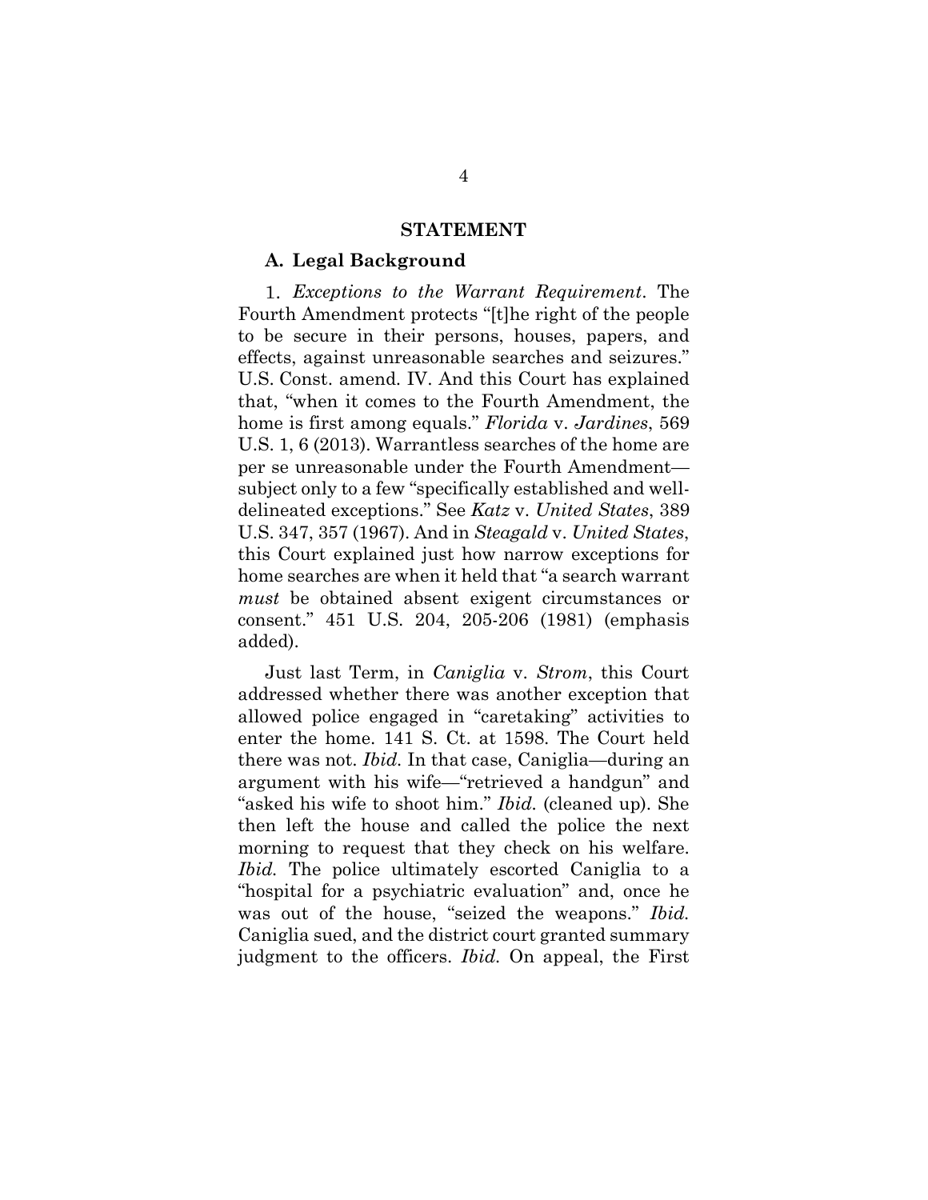## STATEMENT

### A. Legal Background

1. *Exceptions to the Warrant Requirement*. The Fourth Amendment protects "[t]he right of the people to be secure in their persons, houses, papers, and effects, against unreasonable searches and seizures." U.S. Const. amend. IV. And this Court has explained that, "when it comes to the Fourth Amendment, the home is first among equals." *Florida* v. *Jardines*, 569 U.S. 1, 6 (2013). Warrantless searches of the home are per se unreasonable under the Fourth Amendment—subject only to a few "specifically established and well-delineated exceptions." See *Katz* v. *United States*, 389 U.S. 347, 357 (1967). And in *Steagald* v. *United States*, this Court explained just how narrow exceptions for home searches are when it held that "a search warrant *must* be obtained absent exigent circumstances or consent." 451 U.S. 204, 205-206 (1981) (emphasis added).

Just last Term, in *Caniglia* v. *Strom*, this Court addressed whether there was another exception that allowed police engaged in "caretaking" activities to enter the home. 141 S. Ct. at 1598. The Court held there was not. *Ibid.* In that case, Caniglia—during an argument with his wife—"retrieved a handgun" and "asked his wife to shoot him." *Ibid.* (cleaned up). She then left the house and called the police the next morning to request that they check on his welfare. *Ibid.* The police ultimately escorted Caniglia to a "hospital for a psychiatric evaluation" and, once he was out of the house, "seized the weapons." *Ibid.* Caniglia sued, and the district court granted summary judgment to the officers. *Ibid.* On appeal, the First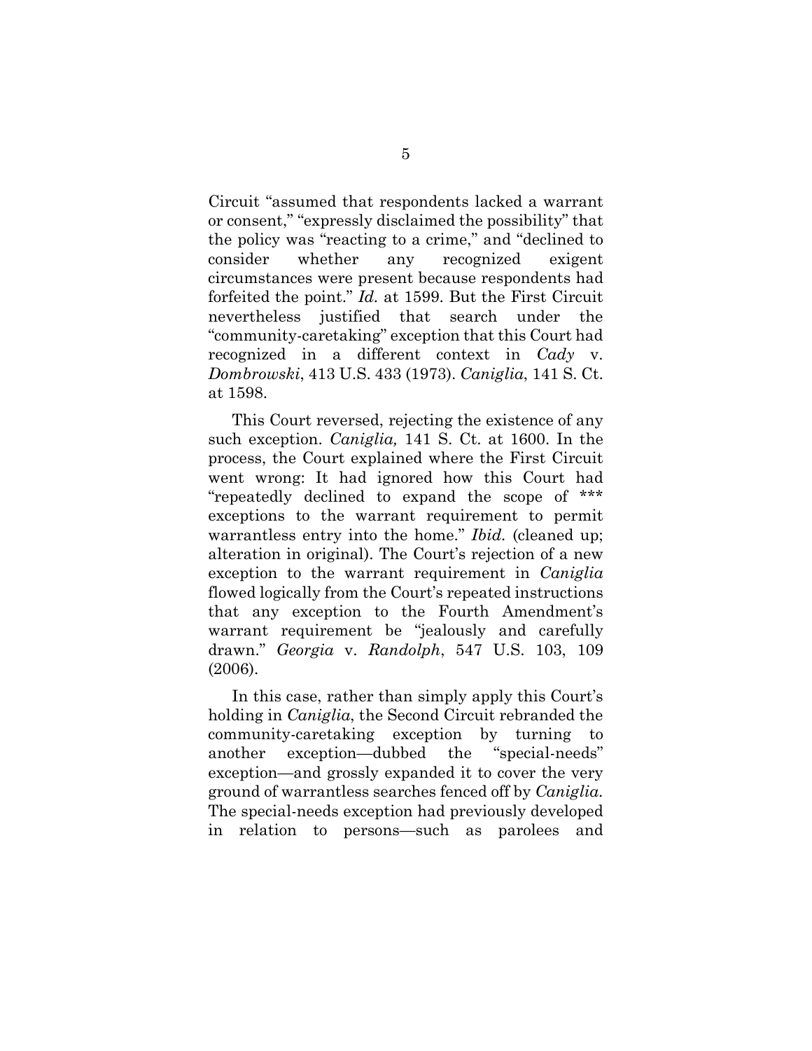Circuit "assumed that respondents lacked a warrant or consent," "expressly disclaimed the possibility" that the policy was "reacting to a crime," and "declined to consider whether any recognized exigent circumstances were present because respondents had forfeited the point." *Id.* at 1599. But the First Circuit nevertheless justified that search under the "community-caretaking" exception that this Court had recognized in a different context in *Cady* v. *Dombrowski*, 413 U.S. 433 (1973). *Caniglia*, 141 S. Ct. at 1598.

This Court reversed, rejecting the existence of any such exception. *Caniglia,* 141 S. Ct. at 1600. In the process, the Court explained where the First Circuit went wrong: It had ignored how this Court had "repeatedly declined to expand the scope of *** exceptions to the warrant requirement to permit warrantless entry into the home." *Ibid.* (cleaned up; alteration in original). The Court's rejection of a new exception to the warrant requirement in *Caniglia* flowed logically from the Court's repeated instructions that any exception to the Fourth Amendment's warrant requirement be "jealously and carefully drawn." *Georgia* v. *Randolph*, 547 U.S. 103, 109 (2006).

In this case, rather than simply apply this Court's holding in *Caniglia*, the Second Circuit rebranded the community-caretaking exception by turning to another exception—dubbed the "special-needs" exception—and grossly expanded it to cover the very ground of warrantless searches fenced off by *Caniglia*. The special-needs exception had previously developed in relation to persons—such as parolees and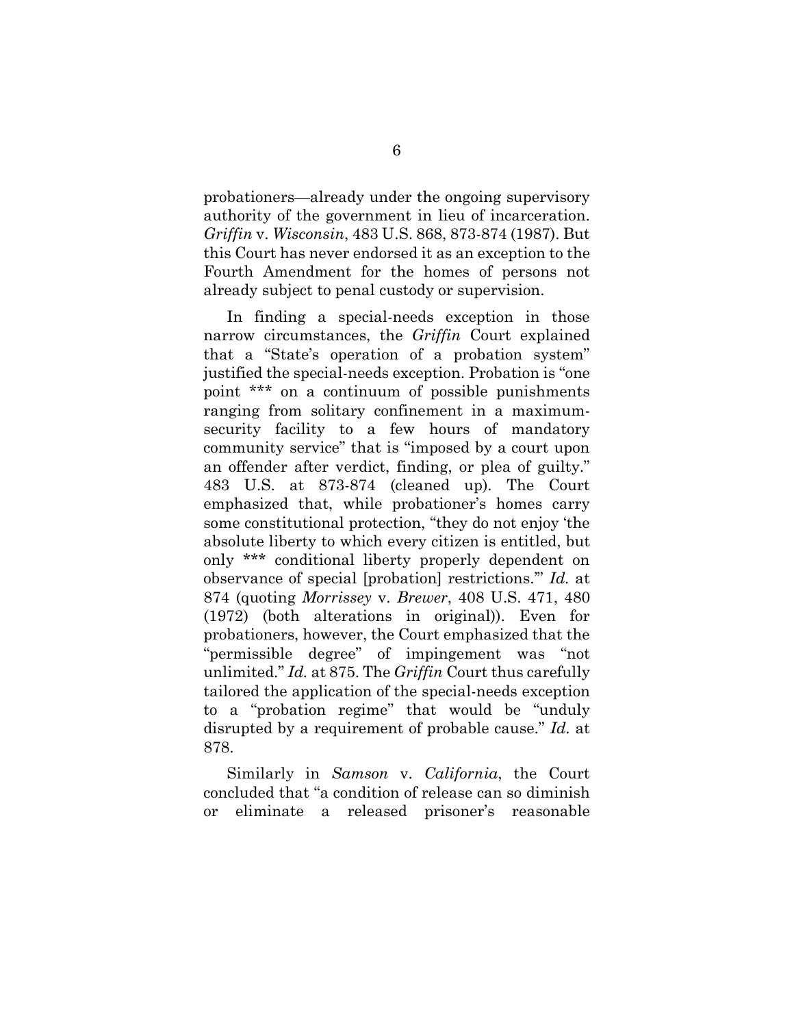probationers—already under the ongoing supervisory authority of the government in lieu of incarceration. *Griffin* v. *Wisconsin*, 483 U.S. 868, 873-874 (1987). But this Court has never endorsed it as an exception to the Fourth Amendment for the homes of persons not already subject to penal custody or supervision.

In finding a special-needs exception in those narrow circumstances, the *Griffin* Court explained that a "State's operation of a probation system" justified the special-needs exception. Probation is "one point *** on a continuum of possible punishments ranging from solitary confinement in a maximum-security facility to a few hours of mandatory community service" that is "imposed by a court upon an offender after verdict, finding, or plea of guilty." 483 U.S. at 873-874 (cleaned up). The Court emphasized that, while probationer's homes carry some constitutional protection, "they do not enjoy 'the absolute liberty to which every citizen is entitled, but only *** conditional liberty properly dependent on observance of special [probation] restrictions.'" *Id.* at 874 (quoting *Morrissey* v. *Brewer*, 408 U.S. 471, 480 (1972) (both alterations in original)). Even for probationers, however, the Court emphasized that the "permissible degree" of impingement was "not unlimited." *Id.* at 875. The *Griffin* Court thus carefully tailored the application of the special-needs exception to a "probation regime" that would be "unduly disrupted by a requirement of probable cause." *Id.* at 878.

Similarly in *Samson* v. *California*, the Court concluded that "a condition of release can so diminish or eliminate a released prisoner's reasonable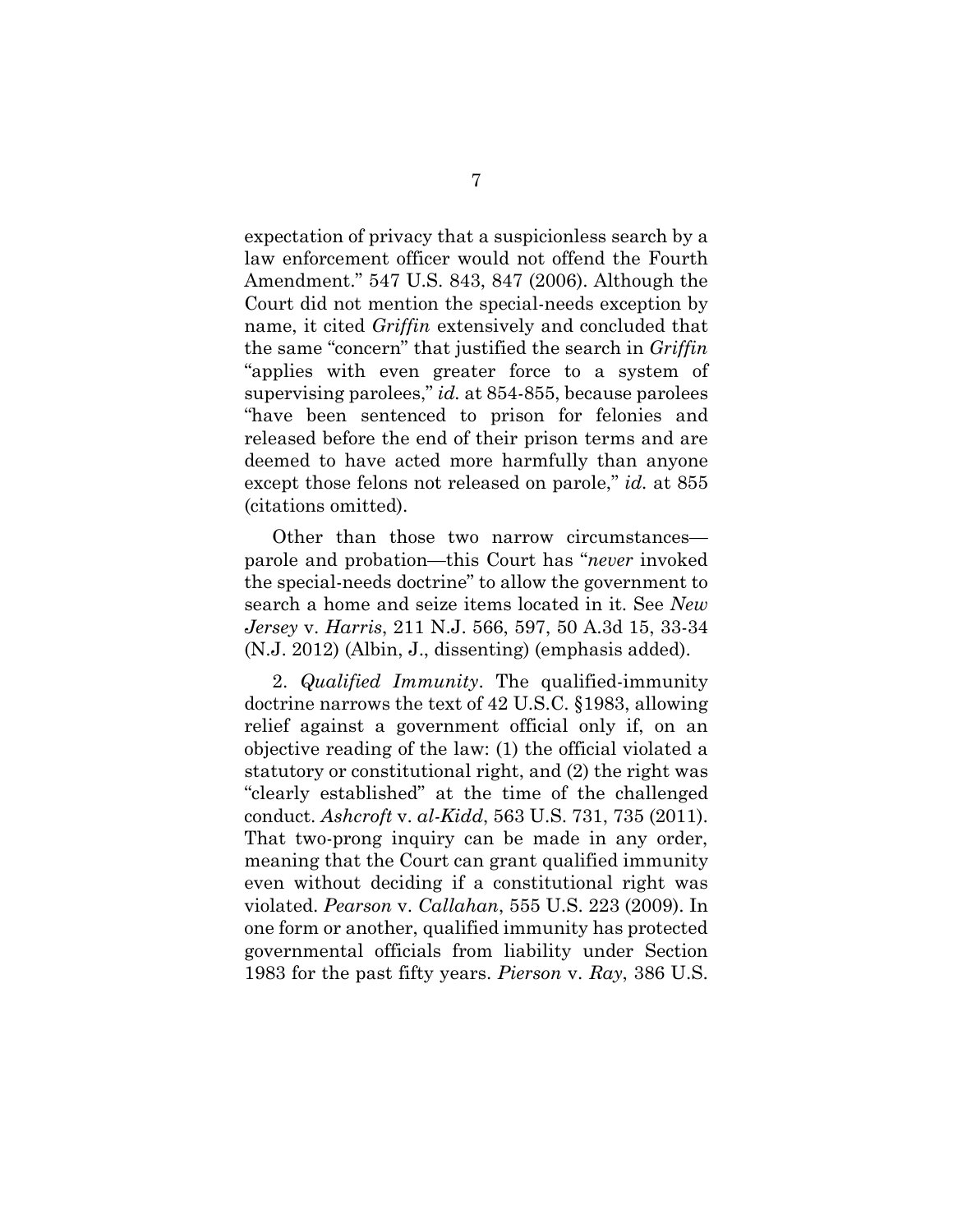expectation of privacy that a suspicionless search by a law enforcement officer would not offend the Fourth Amendment." 547 U.S. 843, 847 (2006). Although the Court did not mention the special-needs exception by name, it cited *Griffin* extensively and concluded that the same "concern" that justified the search in *Griffin* "applies with even greater force to a system of supervising parolees," *id.* at 854-855, because parolees "have been sentenced to prison for felonies and released before the end of their prison terms and are deemed to have acted more harmfully than anyone except those felons not released on parole," *id.* at 855 (citations omitted).

Other than those two narrow circumstances—parole and probation—this Court has "*never* invoked the special-needs doctrine" to allow the government to search a home and seize items located in it. See *New Jersey* v. *Harris*, 211 N.J. 566, 597, 50 A.3d 15, 33-34 (N.J. 2012) (Albin, J., dissenting) (emphasis added).

2. *Qualified Immunity*. The qualified-immunity doctrine narrows the text of 42 U.S.C. §1983, allowing relief against a government official only if, on an objective reading of the law: (1) the official violated a statutory or constitutional right, and (2) the right was "clearly established" at the time of the challenged conduct. *Ashcroft* v. *al-Kidd*, 563 U.S. 731, 735 (2011). That two-prong inquiry can be made in any order, meaning that the Court can grant qualified immunity even without deciding if a constitutional right was violated. *Pearson* v. *Callahan*, 555 U.S. 223 (2009). In one form or another, qualified immunity has protected governmental officials from liability under Section 1983 for the past fifty years. *Pierson* v. *Ray*, 386 U.S.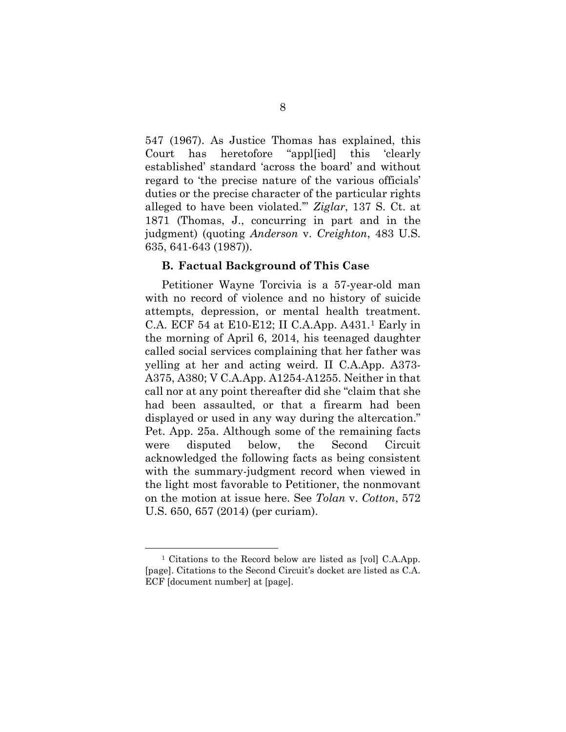547 (1967). As Justice Thomas has explained, this Court has heretofore "appl[ied] this 'clearly established' standard 'across the board' and without regard to 'the precise nature of the various officials' duties or the precise character of the particular rights alleged to have been violated.'" *Ziglar*, 137 S. Ct. at 1871 (Thomas, J., concurring in part and in the judgment) (quoting *Anderson* v. *Creighton*, 483 U.S. 635, 641-643 (1987)).

### B. Factual Background of This Case

Petitioner Wayne Torcivia is a 57-year-old man with no record of violence and no history of suicide attempts, depression, or mental health treatment. C.A. ECF 54 at E10-E12; II C.A.App. A431.[1] Early in the morning of April 6, 2014, his teenaged daughter called social services complaining that her father was yelling at her and acting weird. II C.A.App. A373-A375, A380; V C.A.App. A1254-A1255. Neither in that call nor at any point thereafter did she "claim that she had been assaulted, or that a firearm had been displayed or used in any way during the altercation." Pet. App. 25a. Although some of the remaining facts were disputed below, the Second Circuit acknowledged the following facts as being consistent with the summary-judgment record when viewed in the light most favorable to Petitioner, the nonmovant on the motion at issue here. See *Tolan* v. *Cotton*, 572 U.S. 650, 657 (2014) (per curiam).

[1] Citations to the Record below are listed as [vol] C.A.App. [page]. Citations to the Second Circuit's docket are listed as C.A. ECF [document number] at [page].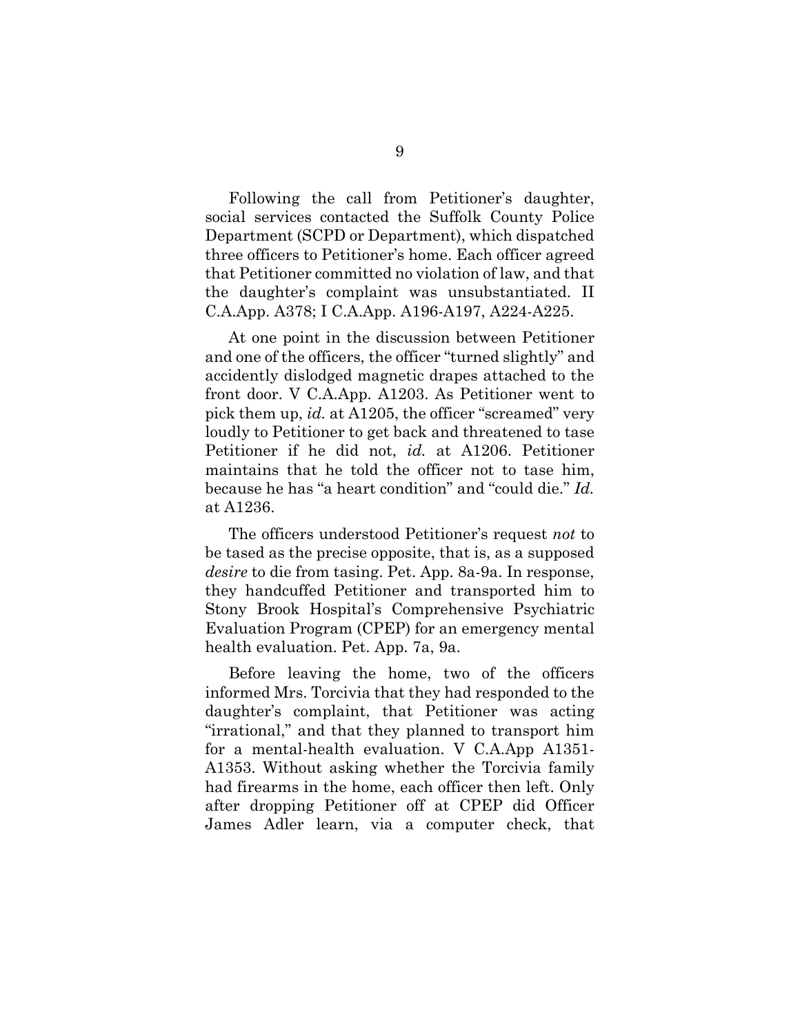Following the call from Petitioner's daughter, social services contacted the Suffolk County Police Department (SCPD or Department), which dispatched three officers to Petitioner's home. Each officer agreed that Petitioner committed no violation of law, and that the daughter's complaint was unsubstantiated. II C.A.App. A378; I C.A.App. A196-A197, A224-A225.

At one point in the discussion between Petitioner and one of the officers, the officer "turned slightly" and accidently dislodged magnetic drapes attached to the front door. V C.A.App. A1203. As Petitioner went to pick them up, *id.* at A1205, the officer "screamed" very loudly to Petitioner to get back and threatened to tase Petitioner if he did not, *id.* at A1206. Petitioner maintains that he told the officer not to tase him, because he has "a heart condition" and "could die." *Id.* at A1236.

The officers understood Petitioner's request *not* to be tased as the precise opposite, that is, as a supposed *desire* to die from tasing. Pet. App. 8a-9a. In response, they handcuffed Petitioner and transported him to Stony Brook Hospital's Comprehensive Psychiatric Evaluation Program (CPEP) for an emergency mental health evaluation. Pet. App. 7a, 9a.

Before leaving the home, two of the officers informed Mrs. Torcivia that they had responded to the daughter's complaint, that Petitioner was acting "irrational," and that they planned to transport him for a mental-health evaluation. V C.A.App A1351-A1353. Without asking whether the Torcivia family had firearms in the home, each officer then left. Only after dropping Petitioner off at CPEP did Officer James Adler learn, via a computer check, that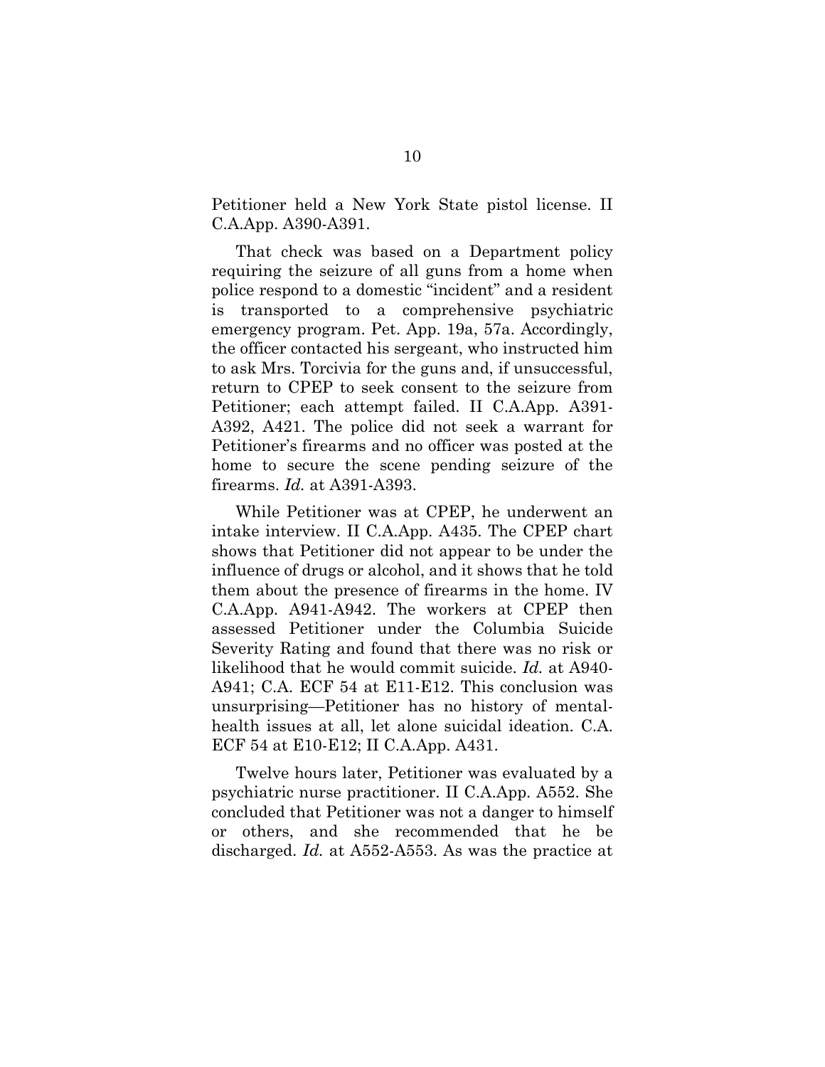Petitioner held a New York State pistol license. II C.A.App. A390-A391.

That check was based on a Department policy requiring the seizure of all guns from a home when police respond to a domestic "incident" and a resident is transported to a comprehensive psychiatric emergency program. Pet. App. 19a, 57a. Accordingly, the officer contacted his sergeant, who instructed him to ask Mrs. Torcivia for the guns and, if unsuccessful, return to CPEP to seek consent to the seizure from Petitioner; each attempt failed. II C.A.App. A391-A392, A421. The police did not seek a warrant for Petitioner's firearms and no officer was posted at the home to secure the scene pending seizure of the firearms. *Id.* at A391-A393.

While Petitioner was at CPEP, he underwent an intake interview. II C.A.App. A435. The CPEP chart shows that Petitioner did not appear to be under the influence of drugs or alcohol, and it shows that he told them about the presence of firearms in the home. IV C.A.App. A941-A942. The workers at CPEP then assessed Petitioner under the Columbia Suicide Severity Rating and found that there was no risk or likelihood that he would commit suicide. *Id.* at A940-A941; C.A. ECF 54 at E11-E12. This conclusion was unsurprising—Petitioner has no history of mental-health issues at all, let alone suicidal ideation. C.A. ECF 54 at E10-E12; II C.A.App. A431.

Twelve hours later, Petitioner was evaluated by a psychiatric nurse practitioner. II C.A.App. A552. She concluded that Petitioner was not a danger to himself or others, and she recommended that he be discharged. *Id.* at A552-A553. As was the practice at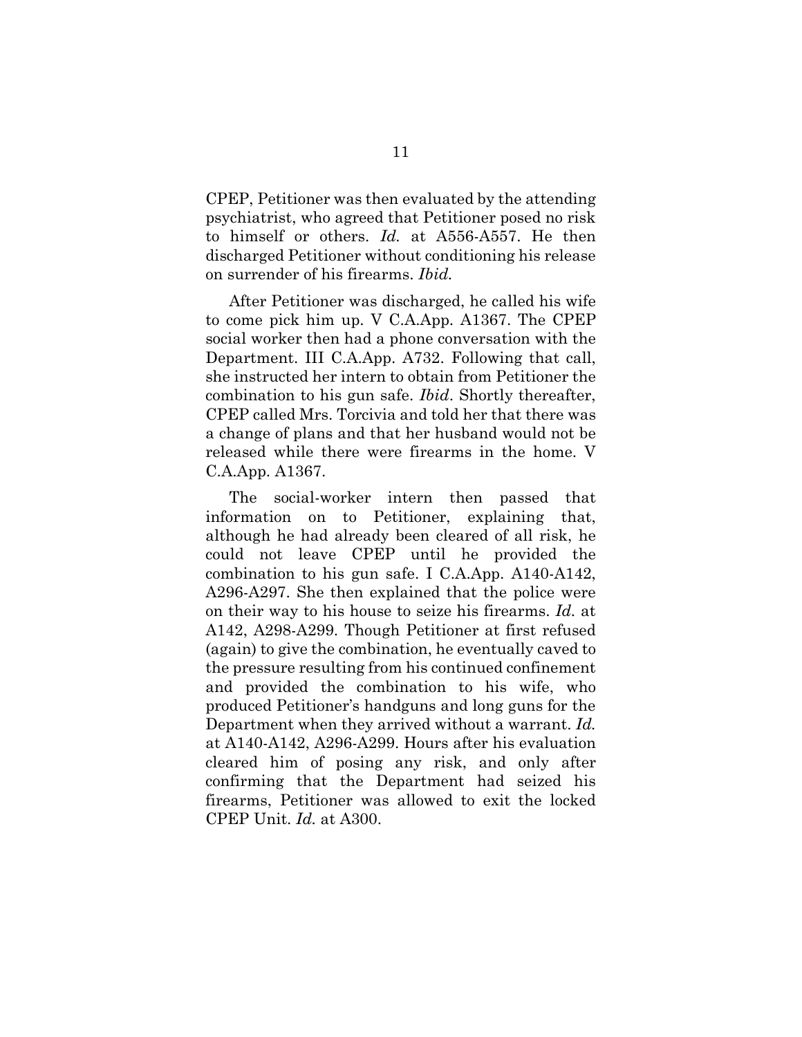CPEP, Petitioner was then evaluated by the attending psychiatrist, who agreed that Petitioner posed no risk to himself or others. *Id.* at A556-A557. He then discharged Petitioner without conditioning his release on surrender of his firearms. *Ibid.*

After Petitioner was discharged, he called his wife to come pick him up. V C.A.App. A1367. The CPEP social worker then had a phone conversation with the Department. III C.A.App. A732. Following that call, she instructed her intern to obtain from Petitioner the combination to his gun safe. *Ibid*. Shortly thereafter, CPEP called Mrs. Torcivia and told her that there was a change of plans and that her husband would not be released while there were firearms in the home. V C.A.App. A1367.

The social-worker intern then passed that information on to Petitioner, explaining that, although he had already been cleared of all risk, he could not leave CPEP until he provided the combination to his gun safe. I C.A.App. A140-A142, A296-A297. She then explained that the police were on their way to his house to seize his firearms. *Id.* at A142, A298-A299. Though Petitioner at first refused (again) to give the combination, he eventually caved to the pressure resulting from his continued confinement and provided the combination to his wife, who produced Petitioner's handguns and long guns for the Department when they arrived without a warrant. *Id.* at A140-A142, A296-A299. Hours after his evaluation cleared him of posing any risk, and only after confirming that the Department had seized his firearms, Petitioner was allowed to exit the locked CPEP Unit. *Id.* at A300.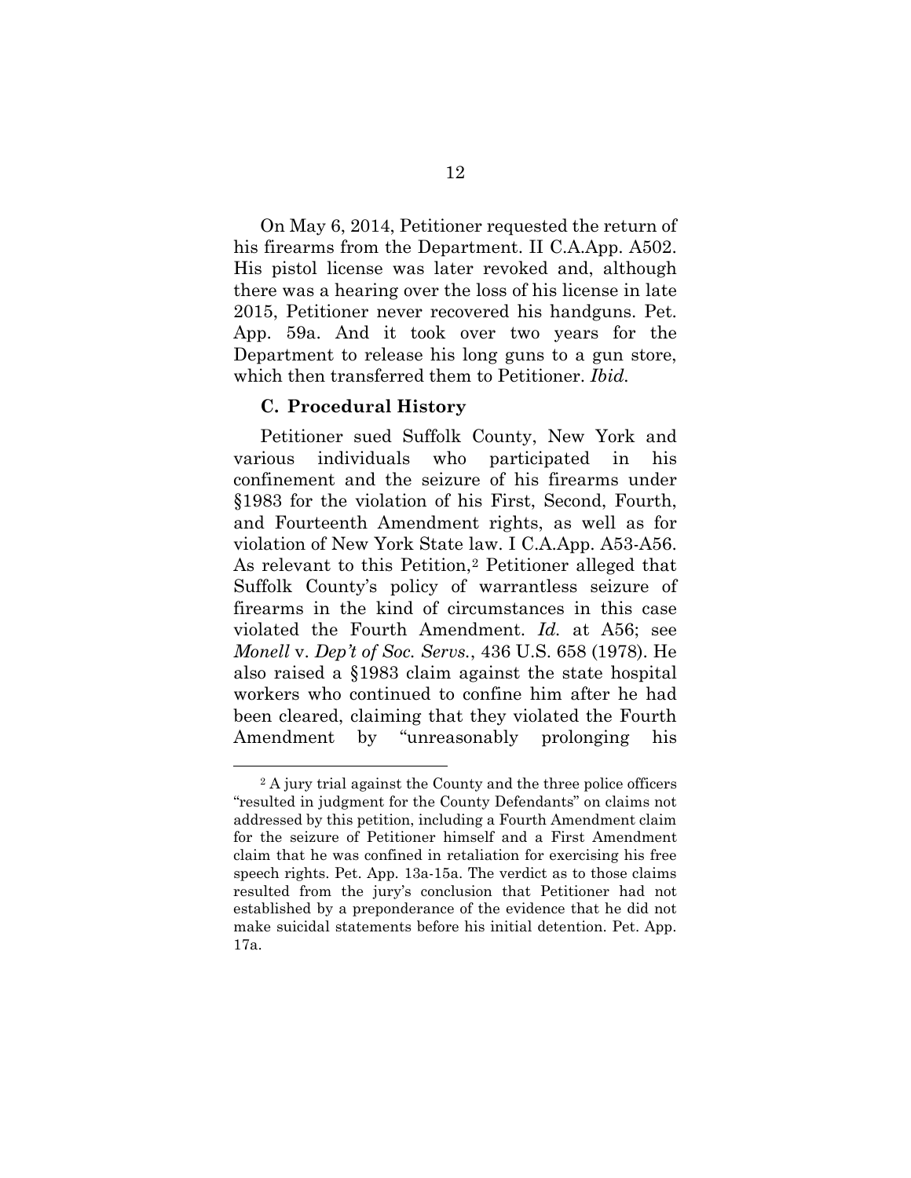On May 6, 2014, Petitioner requested the return of his firearms from the Department. II C.A.App. A502. His pistol license was later revoked and, although there was a hearing over the loss of his license in late 2015, Petitioner never recovered his handguns. Pet. App. 59a. And it took over two years for the Department to release his long guns to a gun store, which then transferred them to Petitioner. *Ibid.*

### C. Procedural History

Petitioner sued Suffolk County, New York and various individuals who participated in his confinement and the seizure of his firearms under §1983 for the violation of his First, Second, Fourth, and Fourteenth Amendment rights, as well as for violation of New York State law. I C.A.App. A53-A56. As relevant to this Petition,[2] Petitioner alleged that Suffolk County's policy of warrantless seizure of firearms in the kind of circumstances in this case violated the Fourth Amendment. *Id.* at A56; see *Monell* v. *Dep't of Soc. Servs.*, 436 U.S. 658 (1978). He also raised a §1983 claim against the state hospital workers who continued to confine him after he had been cleared, claiming that they violated the Fourth Amendment by "unreasonably prolonging his

---

[2] A jury trial against the County and the three police officers "resulted in judgment for the County Defendants" on claims not addressed by this petition, including a Fourth Amendment claim for the seizure of Petitioner himself and a First Amendment claim that he was confined in retaliation for exercising his free speech rights. Pet. App. 13a-15a. The verdict as to those claims resulted from the jury's conclusion that Petitioner had not established by a preponderance of the evidence that he did not make suicidal statements before his initial detention. Pet. App. 17a.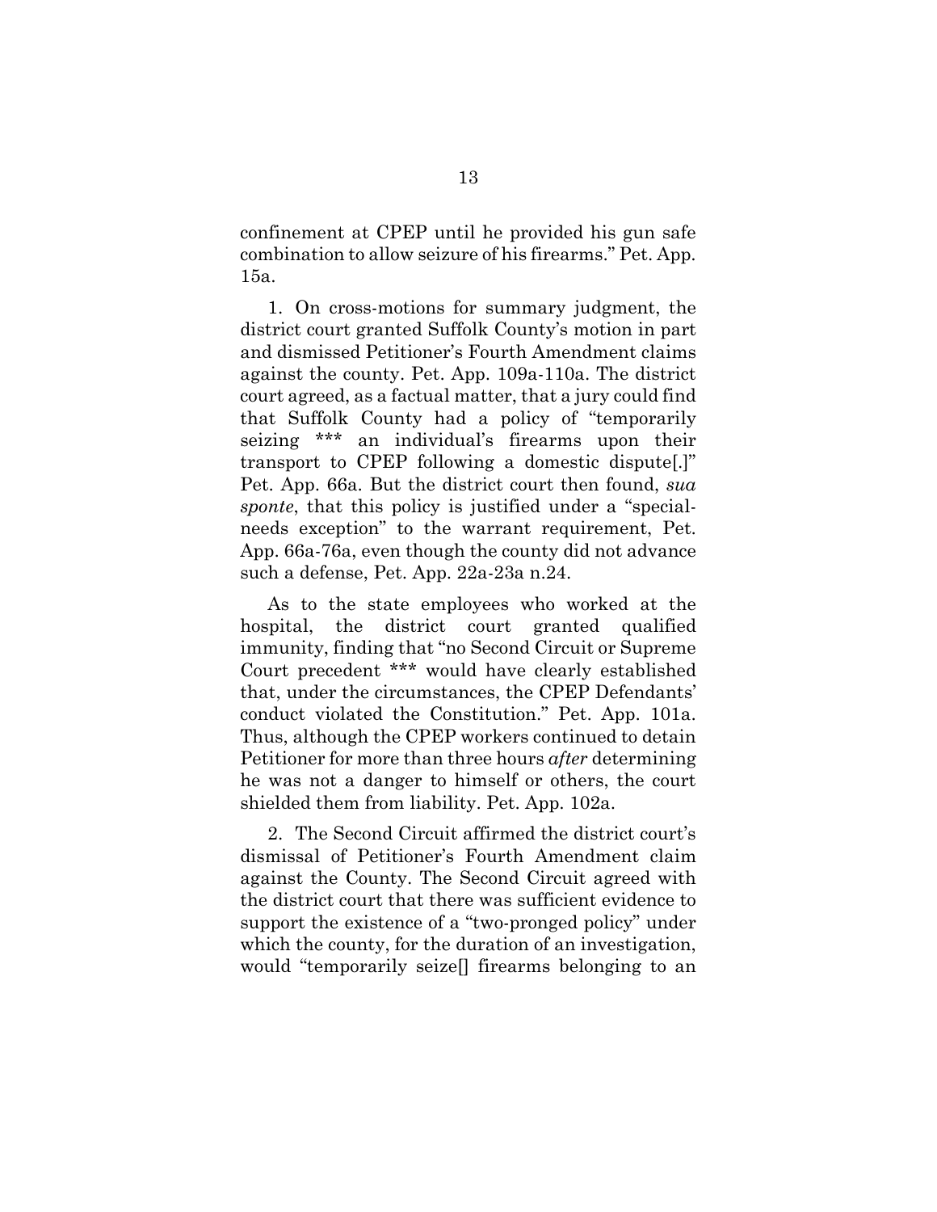confinement at CPEP until he provided his gun safe combination to allow seizure of his firearms." Pet. App. 15a.

1. On cross-motions for summary judgment, the district court granted Suffolk County's motion in part and dismissed Petitioner's Fourth Amendment claims against the county. Pet. App. 109a-110a. The district court agreed, as a factual matter, that a jury could find that Suffolk County had a policy of "temporarily seizing *** an individual's firearms upon their transport to CPEP following a domestic dispute[.]" Pet. App. 66a. But the district court then found, *sua sponte*, that this policy is justified under a "special-needs exception" to the warrant requirement, Pet. App. 66a-76a, even though the county did not advance such a defense, Pet. App. 22a-23a n.24.

As to the state employees who worked at the hospital, the district court granted qualified immunity, finding that "no Second Circuit or Supreme Court precedent *** would have clearly established that, under the circumstances, the CPEP Defendants' conduct violated the Constitution." Pet. App. 101a. Thus, although the CPEP workers continued to detain Petitioner for more than three hours *after* determining he was not a danger to himself or others, the court shielded them from liability. Pet. App. 102a.

2. The Second Circuit affirmed the district court's dismissal of Petitioner's Fourth Amendment claim against the County. The Second Circuit agreed with the district court that there was sufficient evidence to support the existence of a "two-pronged policy" under which the county, for the duration of an investigation, would "temporarily seize[] firearms belonging to an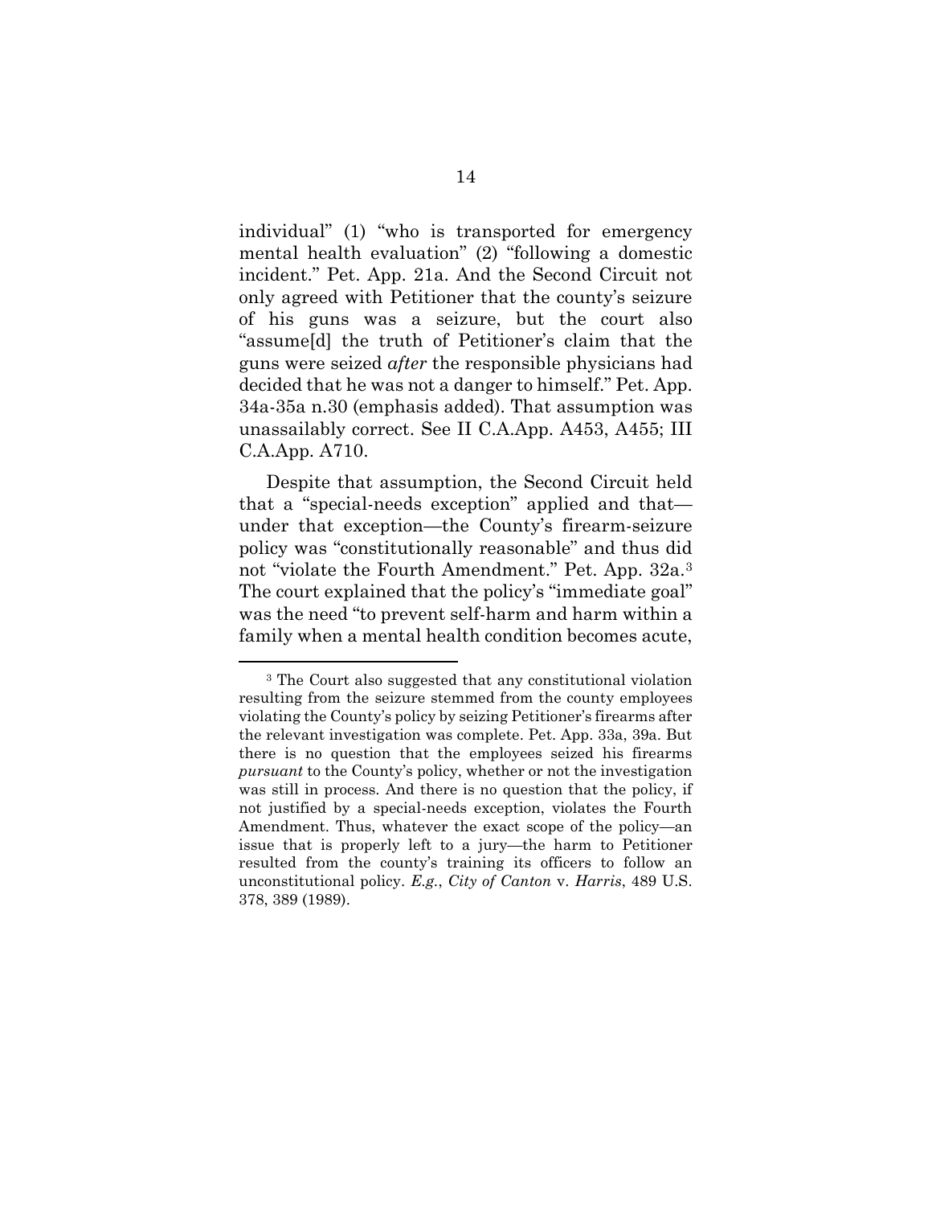individual" (1) "who is transported for emergency mental health evaluation" (2) "following a domestic incident." Pet. App. 21a. And the Second Circuit not only agreed with Petitioner that the county's seizure of his guns was a seizure, but the court also "assume[d] the truth of Petitioner's claim that the guns were seized *after* the responsible physicians had decided that he was not a danger to himself." Pet. App. 34a-35a n.30 (emphasis added). That assumption was unassailably correct. See II C.A.App. A453, A455; III C.A.App. A710.

Despite that assumption, the Second Circuit held that a "special-needs exception" applied and that—under that exception—the County's firearm-seizure policy was "constitutionally reasonable" and thus did not "violate the Fourth Amendment." Pet. App. 32a.[3] The court explained that the policy's "immediate goal" was the need "to prevent self-harm and harm within a family when a mental health condition becomes acute,

[3] The Court also suggested that any constitutional violation resulting from the seizure stemmed from the county employees violating the County's policy by seizing Petitioner's firearms after the relevant investigation was complete. Pet. App. 33a, 39a. But there is no question that the employees seized his firearms *pursuant* to the County's policy, whether or not the investigation was still in process. And there is no question that the policy, if not justified by a special-needs exception, violates the Fourth Amendment. Thus, whatever the exact scope of the policy—an issue that is properly left to a jury—the harm to Petitioner resulted from the county's training its officers to follow an unconstitutional policy. *E.g.*, *City of Canton* v. *Harris*, 489 U.S. 378, 389 (1989).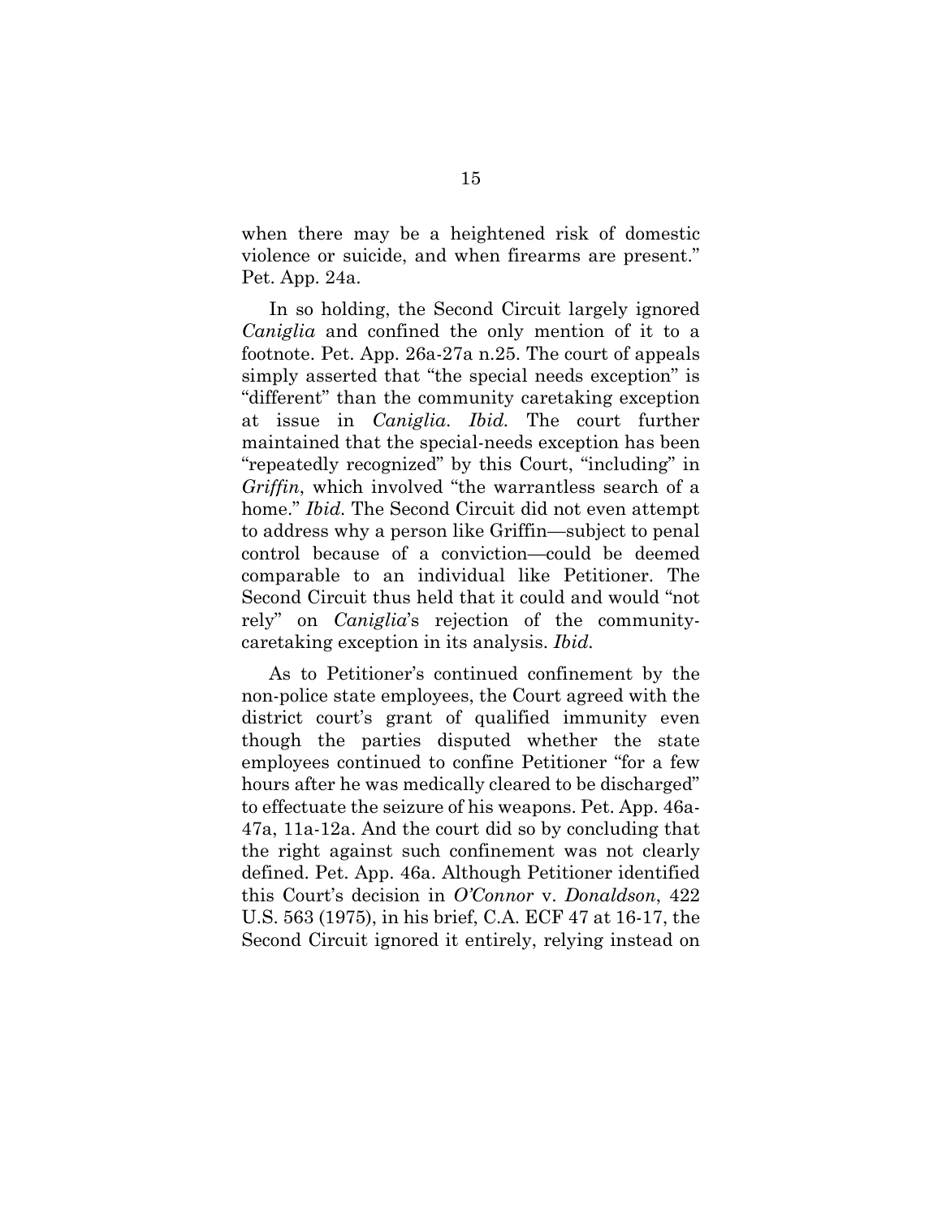when there may be a heightened risk of domestic violence or suicide, and when firearms are present." Pet. App. 24a.

In so holding, the Second Circuit largely ignored *Caniglia* and confined the only mention of it to a footnote. Pet. App. 26a-27a n.25. The court of appeals simply asserted that "the special needs exception" is "different" than the community caretaking exception at issue in *Caniglia*. *Ibid.* The court further maintained that the special-needs exception has been "repeatedly recognized" by this Court, "including" in *Griffin*, which involved "the warrantless search of a home." *Ibid.* The Second Circuit did not even attempt to address why a person like Griffin—subject to penal control because of a conviction—could be deemed comparable to an individual like Petitioner. The Second Circuit thus held that it could and would "not rely" on *Caniglia*'s rejection of the community-caretaking exception in its analysis. *Ibid.*

As to Petitioner's continued confinement by the non-police state employees, the Court agreed with the district court's grant of qualified immunity even though the parties disputed whether the state employees continued to confine Petitioner "for a few hours after he was medically cleared to be discharged" to effectuate the seizure of his weapons. Pet. App. 46a-47a, 11a-12a. And the court did so by concluding that the right against such confinement was not clearly defined. Pet. App. 46a. Although Petitioner identified this Court's decision in *O'Connor* v. *Donaldson*, 422 U.S. 563 (1975), in his brief, C.A. ECF 47 at 16-17, the Second Circuit ignored it entirely, relying instead on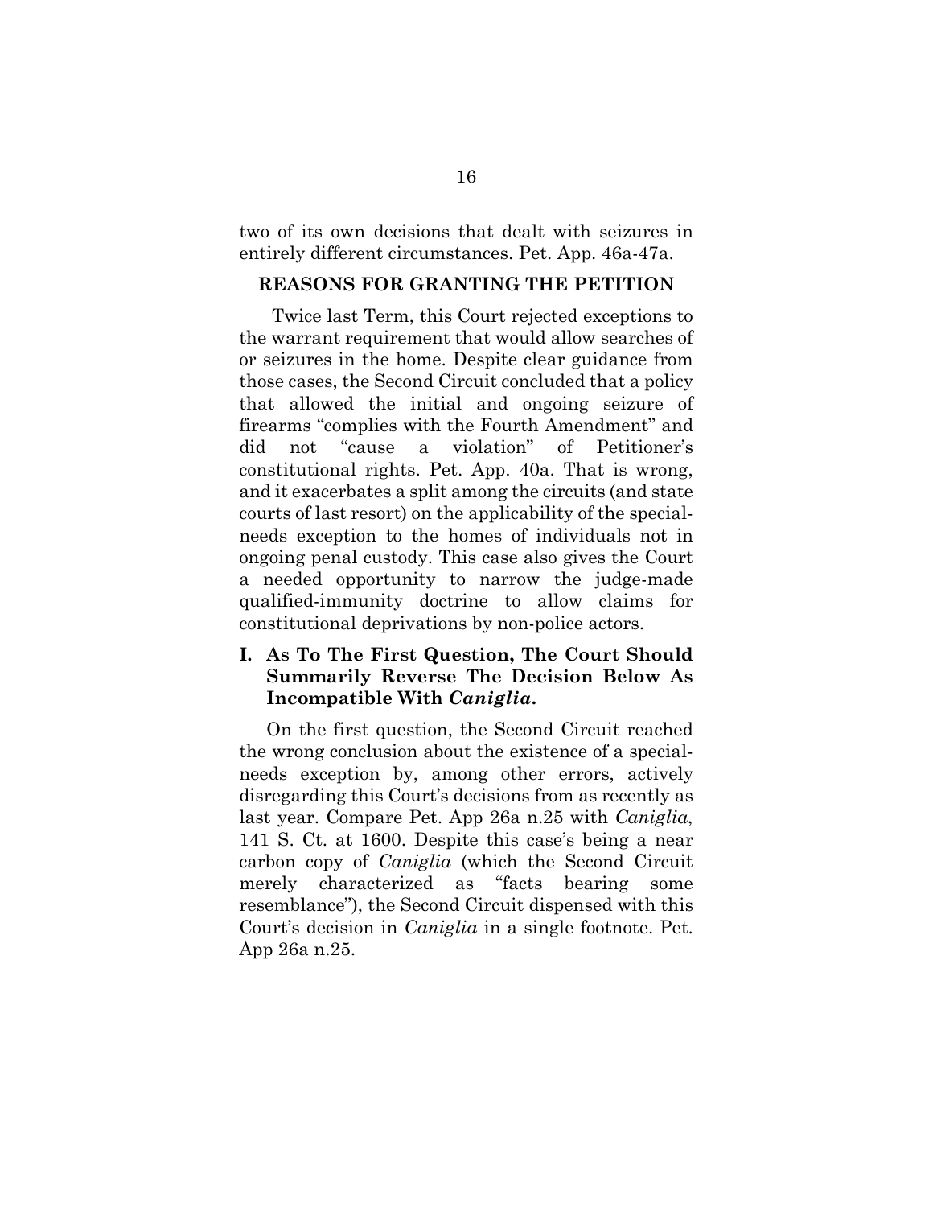two of its own decisions that dealt with seizures in entirely different circumstances. Pet. App. 46a-47a.

## REASONS FOR GRANTING THE PETITION

Twice last Term, this Court rejected exceptions to the warrant requirement that would allow searches of or seizures in the home. Despite clear guidance from those cases, the Second Circuit concluded that a policy that allowed the initial and ongoing seizure of firearms "complies with the Fourth Amendment" and did not "cause a violation" of Petitioner's constitutional rights. Pet. App. 40a. That is wrong, and it exacerbates a split among the circuits (and state courts of last resort) on the applicability of the special-needs exception to the homes of individuals not in ongoing penal custody. This case also gives the Court a needed opportunity to narrow the judge-made qualified-immunity doctrine to allow claims for constitutional deprivations by non-police actors.

### I. As To The First Question, The Court Should Summarily Reverse The Decision Below As Incompatible With *Caniglia*.

On the first question, the Second Circuit reached the wrong conclusion about the existence of a special-needs exception by, among other errors, actively disregarding this Court's decisions from as recently as last year. Compare Pet. App 26a n.25 with *Caniglia*, 141 S. Ct. at 1600. Despite this case's being a near carbon copy of *Caniglia* (which the Second Circuit merely characterized as "facts bearing some resemblance"), the Second Circuit dispensed with this Court's decision in *Caniglia* in a single footnote. Pet. App 26a n.25.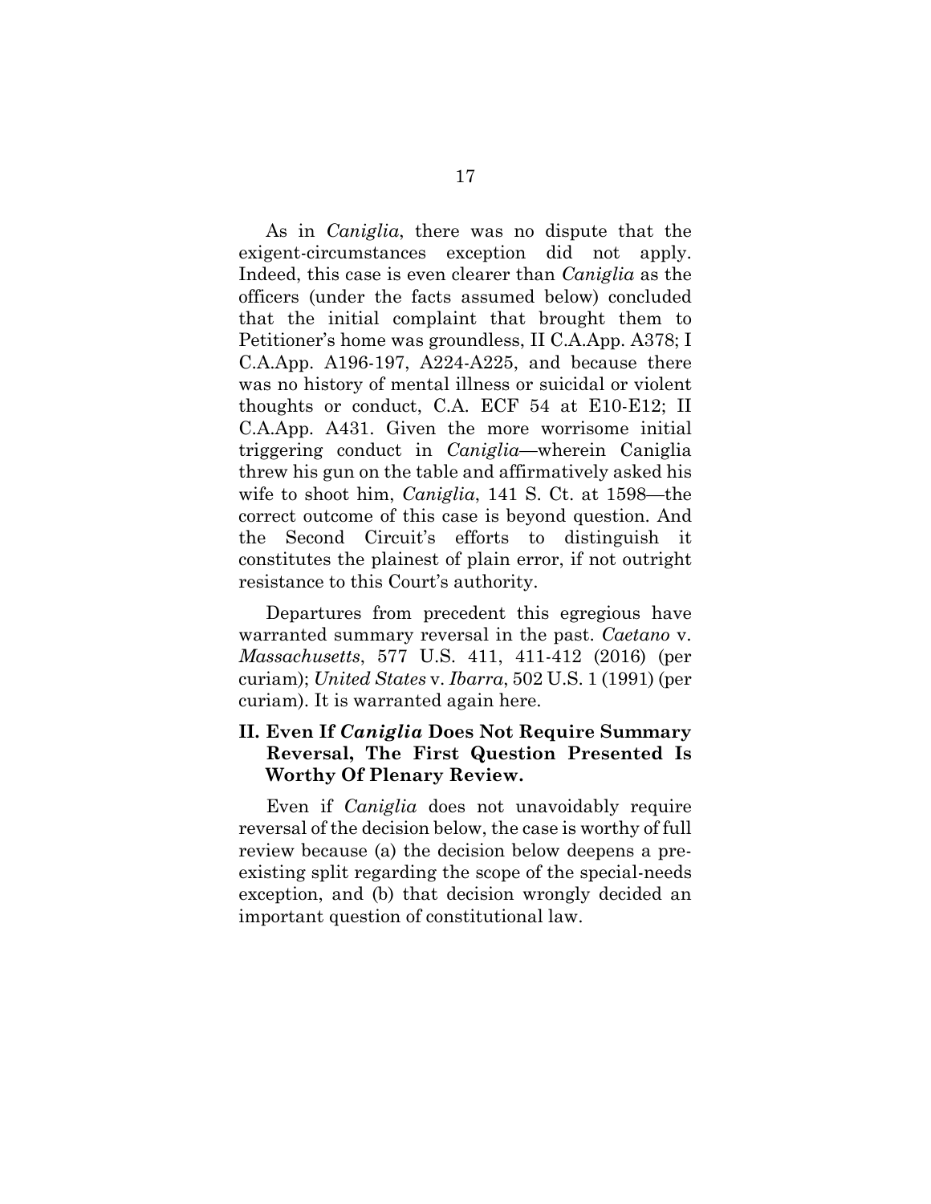As in *Caniglia*, there was no dispute that the exigent-circumstances exception did not apply. Indeed, this case is even clearer than *Caniglia* as the officers (under the facts assumed below) concluded that the initial complaint that brought them to Petitioner's home was groundless, II C.A.App. A378; I C.A.App. A196-197, A224-A225, and because there was no history of mental illness or suicidal or violent thoughts or conduct, C.A. ECF 54 at E10-E12; II C.A.App. A431. Given the more worrisome initial triggering conduct in *Caniglia*—wherein Caniglia threw his gun on the table and affirmatively asked his wife to shoot him, *Caniglia*, 141 S. Ct. at 1598—the correct outcome of this case is beyond question. And the Second Circuit's efforts to distinguish it constitutes the plainest of plain error, if not outright resistance to this Court's authority.

Departures from precedent this egregious have warranted summary reversal in the past. *Caetano* v. *Massachusetts*, 577 U.S. 411, 411-412 (2016) (per curiam); *United States* v. *Ibarra*, 502 U.S. 1 (1991) (per curiam). It is warranted again here.

## II. Even If *Caniglia* Does Not Require Summary Reversal, The First Question Presented Is Worthy Of Plenary Review.

Even if *Caniglia* does not unavoidably require reversal of the decision below, the case is worthy of full review because (a) the decision below deepens a pre-existing split regarding the scope of the special-needs exception, and (b) that decision wrongly decided an important question of constitutional law.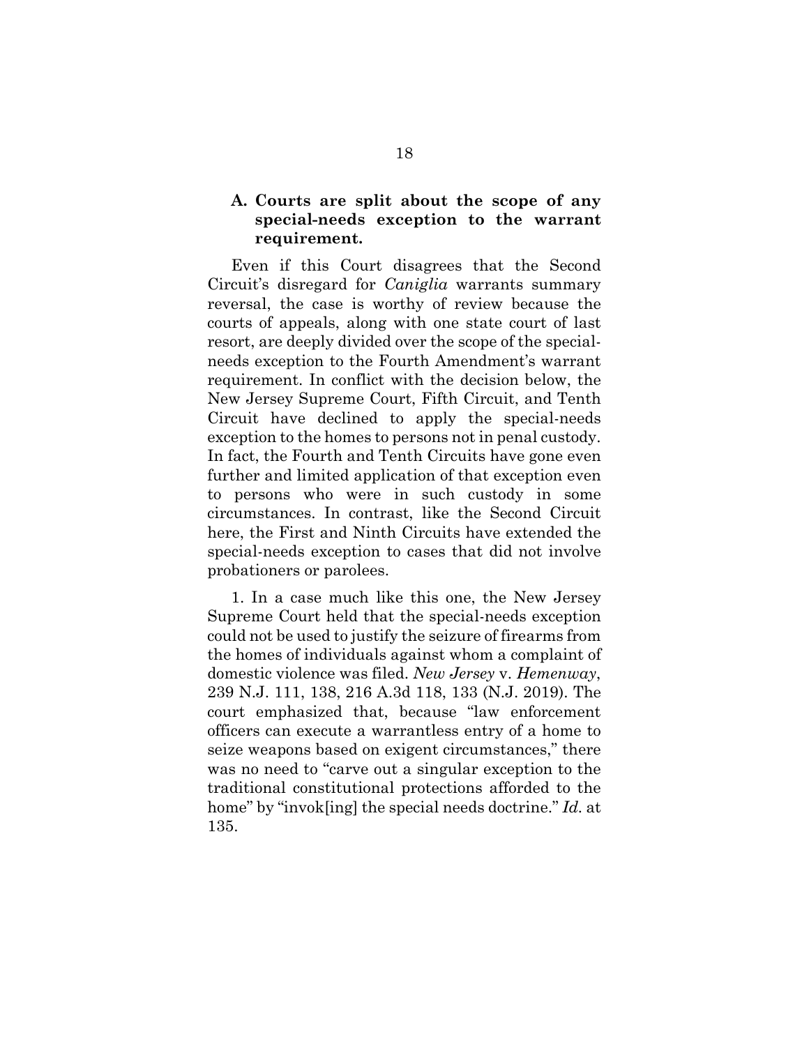### A. Courts are split about the scope of any special-needs exception to the warrant requirement.

Even if this Court disagrees that the Second Circuit's disregard for *Caniglia* warrants summary reversal, the case is worthy of review because the courts of appeals, along with one state court of last resort, are deeply divided over the scope of the special-needs exception to the Fourth Amendment's warrant requirement. In conflict with the decision below, the New Jersey Supreme Court, Fifth Circuit, and Tenth Circuit have declined to apply the special-needs exception to the homes to persons not in penal custody. In fact, the Fourth and Tenth Circuits have gone even further and limited application of that exception even to persons who were in such custody in some circumstances. In contrast, like the Second Circuit here, the First and Ninth Circuits have extended the special-needs exception to cases that did not involve probationers or parolees.

1. In a case much like this one, the New Jersey Supreme Court held that the special-needs exception could not be used to justify the seizure of firearms from the homes of individuals against whom a complaint of domestic violence was filed. *New Jersey* v. *Hemenway*, 239 N.J. 111, 138, 216 A.3d 118, 133 (N.J. 2019). The court emphasized that, because "law enforcement officers can execute a warrantless entry of a home to seize weapons based on exigent circumstances," there was no need to "carve out a singular exception to the traditional constitutional protections afforded to the home" by "invok[ing] the special needs doctrine." *Id.* at 135.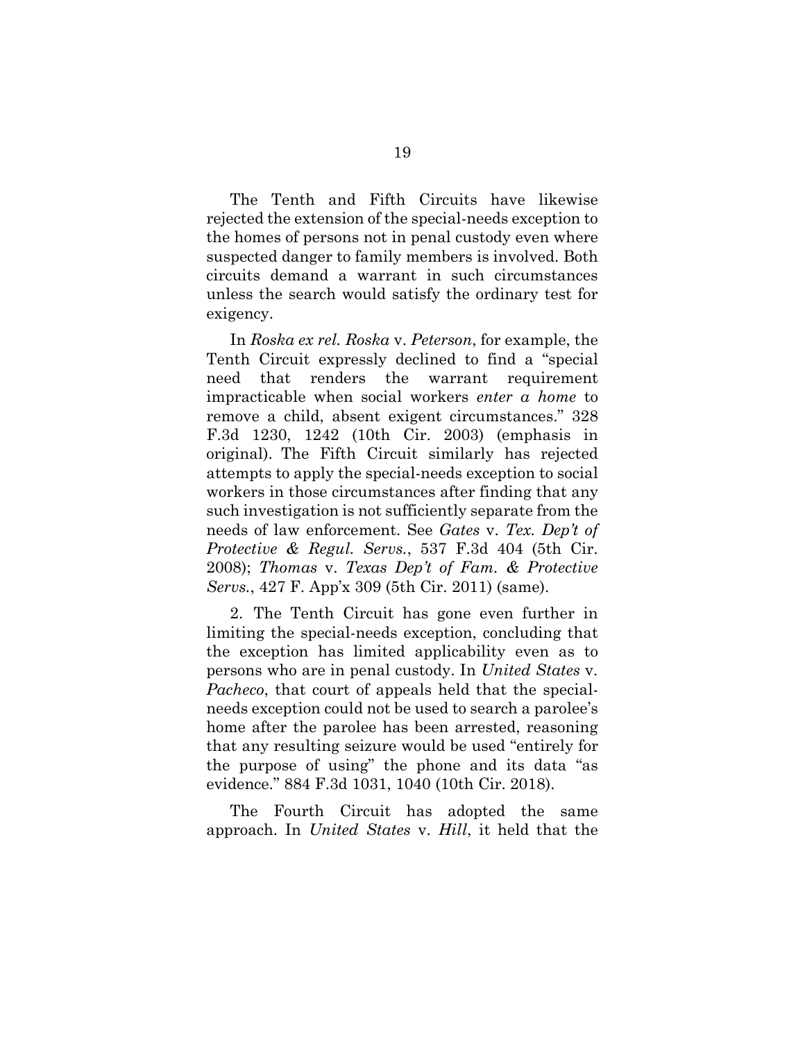The Tenth and Fifth Circuits have likewise rejected the extension of the special-needs exception to the homes of persons not in penal custody even where suspected danger to family members is involved. Both circuits demand a warrant in such circumstances unless the search would satisfy the ordinary test for exigency.

In *Roska ex rel. Roska* v. *Peterson*, for example, the Tenth Circuit expressly declined to find a "special need that renders the warrant requirement impracticable when social workers *enter a home* to remove a child, absent exigent circumstances." 328 F.3d 1230, 1242 (10th Cir. 2003) (emphasis in original). The Fifth Circuit similarly has rejected attempts to apply the special-needs exception to social workers in those circumstances after finding that any such investigation is not sufficiently separate from the needs of law enforcement. See *Gates* v. *Tex. Dep't of Protective & Regul. Servs.*, 537 F.3d 404 (5th Cir. 2008); *Thomas* v. *Texas Dep't of Fam. & Protective Servs.*, 427 F. App'x 309 (5th Cir. 2011) (same).

2. The Tenth Circuit has gone even further in limiting the special-needs exception, concluding that the exception has limited applicability even as to persons who are in penal custody. In *United States* v. *Pacheco*, that court of appeals held that the special-needs exception could not be used to search a parolee's home after the parolee has been arrested, reasoning that any resulting seizure would be used "entirely for the purpose of using" the phone and its data "as evidence." 884 F.3d 1031, 1040 (10th Cir. 2018).

The Fourth Circuit has adopted the same approach. In *United States* v. *Hill*, it held that the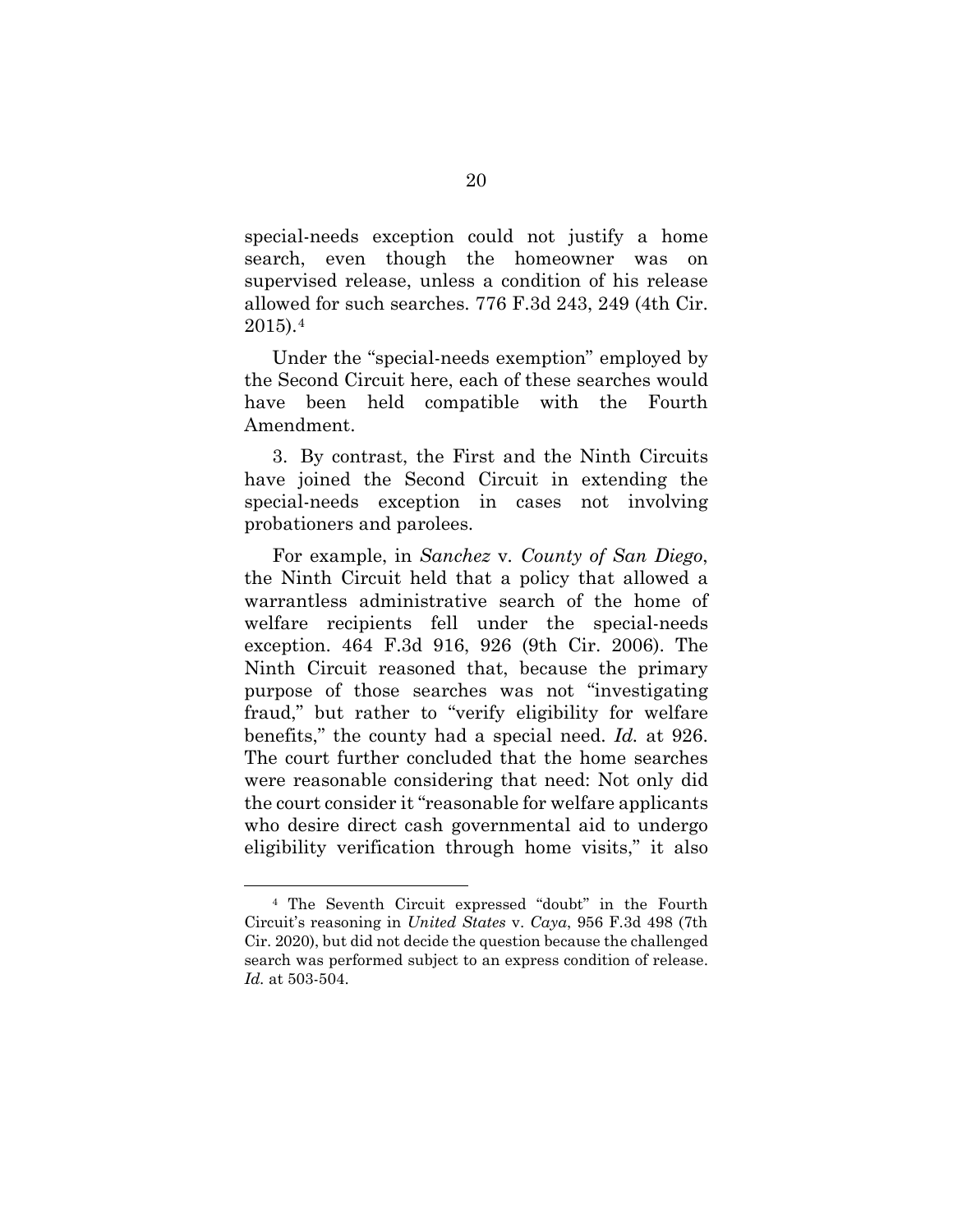special-needs exception could not justify a home search, even though the homeowner was on supervised release, unless a condition of his release allowed for such searches. 776 F.3d 243, 249 (4th Cir. 2015).[4]

Under the "special-needs exemption" employed by the Second Circuit here, each of these searches would have been held compatible with the Fourth Amendment.

3. By contrast, the First and the Ninth Circuits have joined the Second Circuit in extending the special-needs exception in cases not involving probationers and parolees.

For example, in *Sanchez* v. *County of San Diego*, the Ninth Circuit held that a policy that allowed a warrantless administrative search of the home of welfare recipients fell under the special-needs exception. 464 F.3d 916, 926 (9th Cir. 2006). The Ninth Circuit reasoned that, because the primary purpose of those searches was not "investigating fraud," but rather to "verify eligibility for welfare benefits," the county had a special need. *Id.* at 926. The court further concluded that the home searches were reasonable considering that need: Not only did the court consider it "reasonable for welfare applicants who desire direct cash governmental aid to undergo eligibility verification through home visits," it also

---

[4] The Seventh Circuit expressed "doubt" in the Fourth Circuit's reasoning in *United States* v. *Caya*, 956 F.3d 498 (7th Cir. 2020), but did not decide the question because the challenged search was performed subject to an express condition of release. *Id.* at 503-504.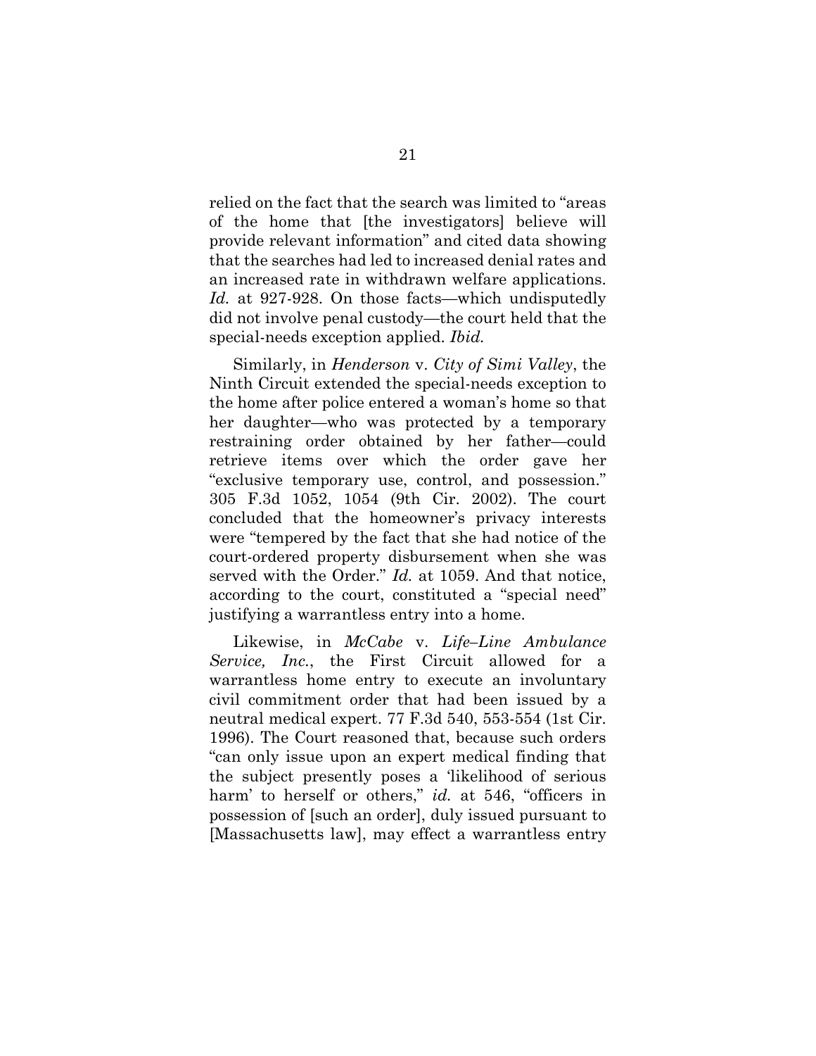relied on the fact that the search was limited to "areas of the home that [the investigators] believe will provide relevant information" and cited data showing that the searches had led to increased denial rates and an increased rate in withdrawn welfare applications. *Id.* at 927-928. On those facts—which undisputedly did not involve penal custody—the court held that the special-needs exception applied. *Ibid.*

Similarly, in *Henderson* v. *City of Simi Valley*, the Ninth Circuit extended the special-needs exception to the home after police entered a woman's home so that her daughter—who was protected by a temporary restraining order obtained by her father—could retrieve items over which the order gave her "exclusive temporary use, control, and possession." 305 F.3d 1052, 1054 (9th Cir. 2002). The court concluded that the homeowner's privacy interests were "tempered by the fact that she had notice of the court-ordered property disbursement when she was served with the Order." *Id.* at 1059. And that notice, according to the court, constituted a "special need" justifying a warrantless entry into a home.

Likewise, in *McCabe* v. *Life–Line Ambulance Service, Inc.*, the First Circuit allowed for a warrantless home entry to execute an involuntary civil commitment order that had been issued by a neutral medical expert. 77 F.3d 540, 553-554 (1st Cir. 1996). The Court reasoned that, because such orders "can only issue upon an expert medical finding that the subject presently poses a 'likelihood of serious harm' to herself or others," *id.* at 546, "officers in possession of [such an order], duly issued pursuant to [Massachusetts law], may effect a warrantless entry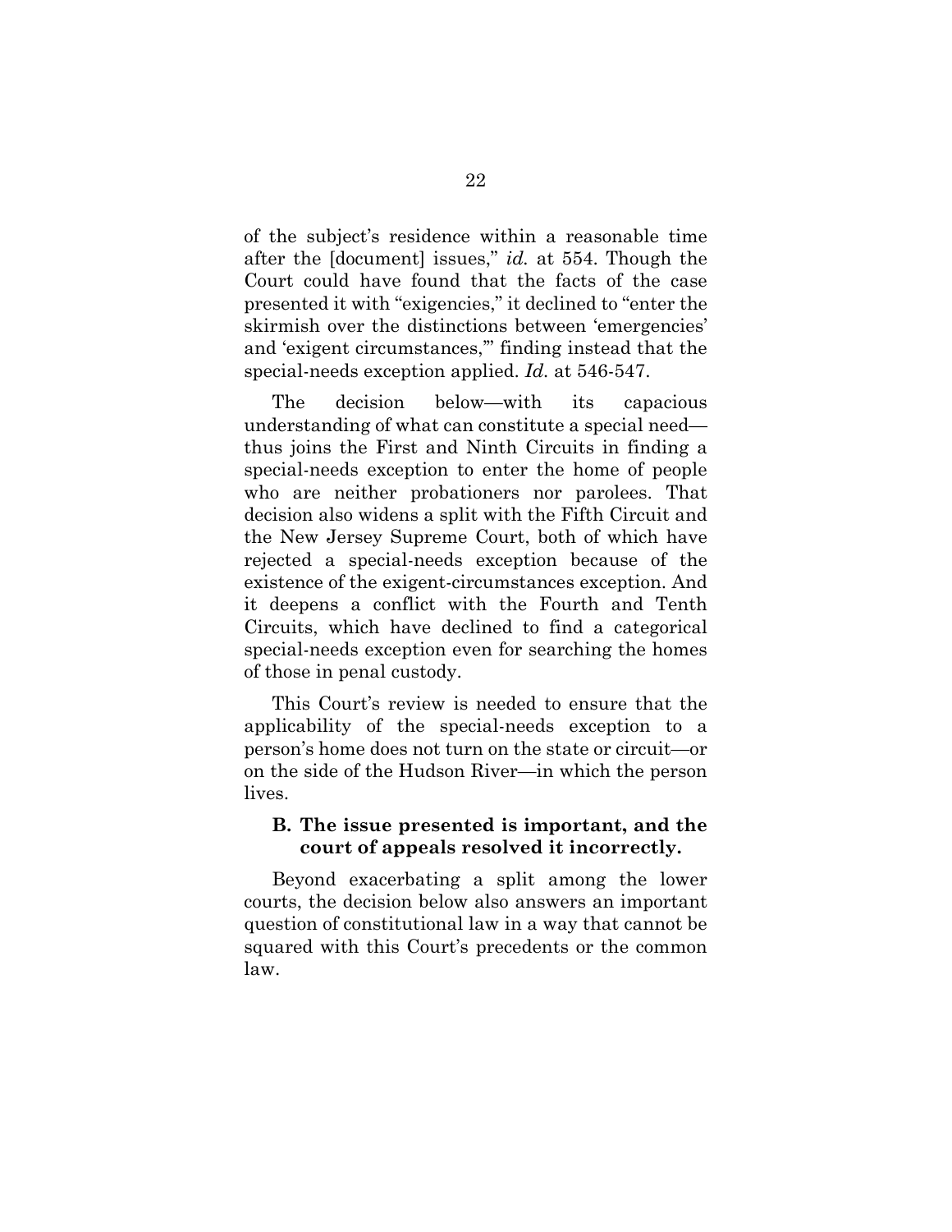of the subject's residence within a reasonable time after the [document] issues," *id.* at 554. Though the Court could have found that the facts of the case presented it with "exigencies," it declined to "enter the skirmish over the distinctions between 'emergencies' and 'exigent circumstances,'" finding instead that the special-needs exception applied. *Id.* at 546-547.

The decision below—with its capacious understanding of what can constitute a special need—thus joins the First and Ninth Circuits in finding a special-needs exception to enter the home of people who are neither probationers nor parolees. That decision also widens a split with the Fifth Circuit and the New Jersey Supreme Court, both of which have rejected a special-needs exception because of the existence of the exigent-circumstances exception. And it deepens a conflict with the Fourth and Tenth Circuits, which have declined to find a categorical special-needs exception even for searching the homes of those in penal custody.

This Court's review is needed to ensure that the applicability of the special-needs exception to a person's home does not turn on the state or circuit—or on the side of the Hudson River—in which the person lives.

### B. The issue presented is important, and the court of appeals resolved it incorrectly.

Beyond exacerbating a split among the lower courts, the decision below also answers an important question of constitutional law in a way that cannot be squared with this Court's precedents or the common law.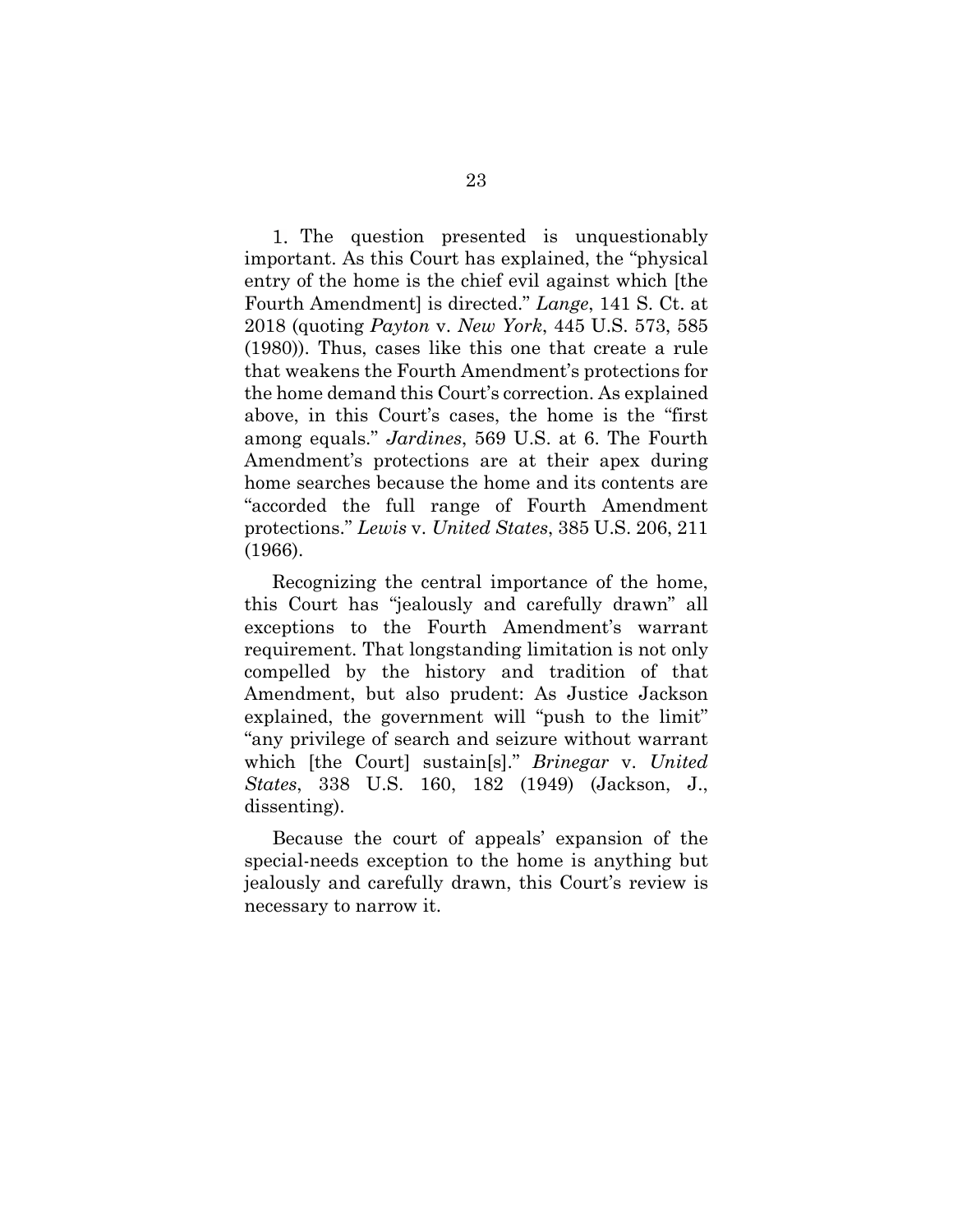1. The question presented is unquestionably important. As this Court has explained, the "physical entry of the home is the chief evil against which [the Fourth Amendment] is directed." *Lange*, 141 S. Ct. at 2018 (quoting *Payton* v. *New York*, 445 U.S. 573, 585 (1980)). Thus, cases like this one that create a rule that weakens the Fourth Amendment's protections for the home demand this Court's correction. As explained above, in this Court's cases, the home is the "first among equals." *Jardines*, 569 U.S. at 6. The Fourth Amendment's protections are at their apex during home searches because the home and its contents are "accorded the full range of Fourth Amendment protections." *Lewis* v. *United States*, 385 U.S. 206, 211 (1966).

Recognizing the central importance of the home, this Court has "jealously and carefully drawn" all exceptions to the Fourth Amendment's warrant requirement. That longstanding limitation is not only compelled by the history and tradition of that Amendment, but also prudent: As Justice Jackson explained, the government will "push to the limit" "any privilege of search and seizure without warrant which [the Court] sustain[s]." *Brinegar* v. *United States*, 338 U.S. 160, 182 (1949) (Jackson, J., dissenting).

Because the court of appeals' expansion of the special-needs exception to the home is anything but jealously and carefully drawn, this Court's review is necessary to narrow it.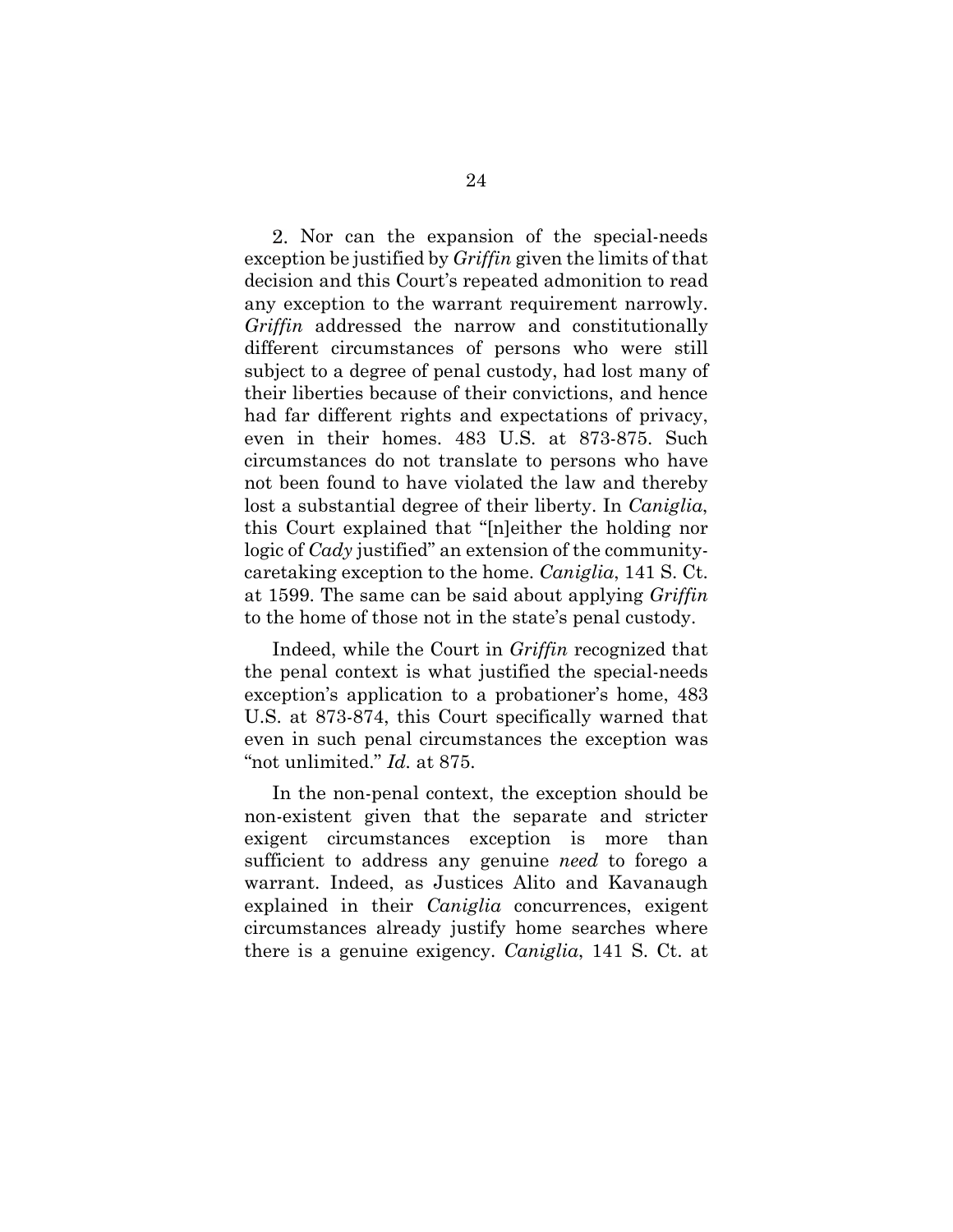2. Nor can the expansion of the special-needs exception be justified by *Griffin* given the limits of that decision and this Court's repeated admonition to read any exception to the warrant requirement narrowly. *Griffin* addressed the narrow and constitutionally different circumstances of persons who were still subject to a degree of penal custody, had lost many of their liberties because of their convictions, and hence had far different rights and expectations of privacy, even in their homes. 483 U.S. at 873-875. Such circumstances do not translate to persons who have not been found to have violated the law and thereby lost a substantial degree of their liberty. In *Caniglia*, this Court explained that "[n]either the holding nor logic of *Cady* justified" an extension of the community-caretaking exception to the home. *Caniglia*, 141 S. Ct. at 1599. The same can be said about applying *Griffin* to the home of those not in the state's penal custody.

Indeed, while the Court in *Griffin* recognized that the penal context is what justified the special-needs exception's application to a probationer's home, 483 U.S. at 873-874, this Court specifically warned that even in such penal circumstances the exception was "not unlimited." *Id.* at 875.

In the non-penal context, the exception should be non-existent given that the separate and stricter exigent circumstances exception is more than sufficient to address any genuine *need* to forego a warrant. Indeed, as Justices Alito and Kavanaugh explained in their *Caniglia* concurrences, exigent circumstances already justify home searches where there is a genuine exigency. *Caniglia*, 141 S. Ct. at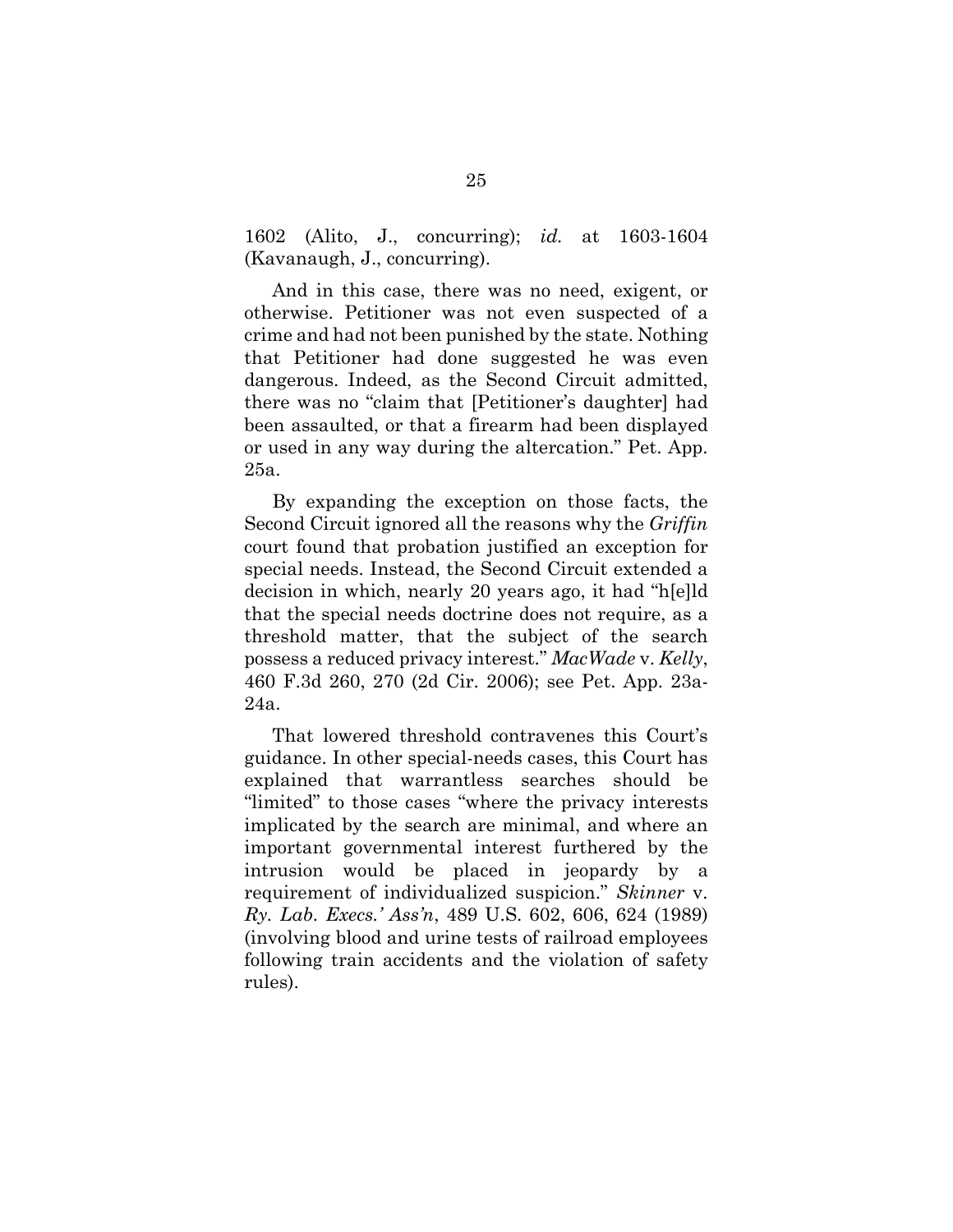1602 (Alito, J., concurring); *id.* at 1603-1604 (Kavanaugh, J., concurring).

And in this case, there was no need, exigent, or otherwise. Petitioner was not even suspected of a crime and had not been punished by the state. Nothing that Petitioner had done suggested he was even dangerous. Indeed, as the Second Circuit admitted, there was no "claim that [Petitioner's daughter] had been assaulted, or that a firearm had been displayed or used in any way during the altercation." Pet. App. 25a.

By expanding the exception on those facts, the Second Circuit ignored all the reasons why the *Griffin* court found that probation justified an exception for special needs. Instead, the Second Circuit extended a decision in which, nearly 20 years ago, it had "h[e]ld that the special needs doctrine does not require, as a threshold matter, that the subject of the search possess a reduced privacy interest." *MacWade* v. *Kelly*, 460 F.3d 260, 270 (2d Cir. 2006); see Pet. App. 23a-24a.

That lowered threshold contravenes this Court's guidance. In other special-needs cases, this Court has explained that warrantless searches should be "limited" to those cases "where the privacy interests implicated by the search are minimal, and where an important governmental interest furthered by the intrusion would be placed in jeopardy by a requirement of individualized suspicion." *Skinner* v. *Ry. Lab. Execs.' Ass'n*, 489 U.S. 602, 606, 624 (1989) (involving blood and urine tests of railroad employees following train accidents and the violation of safety rules).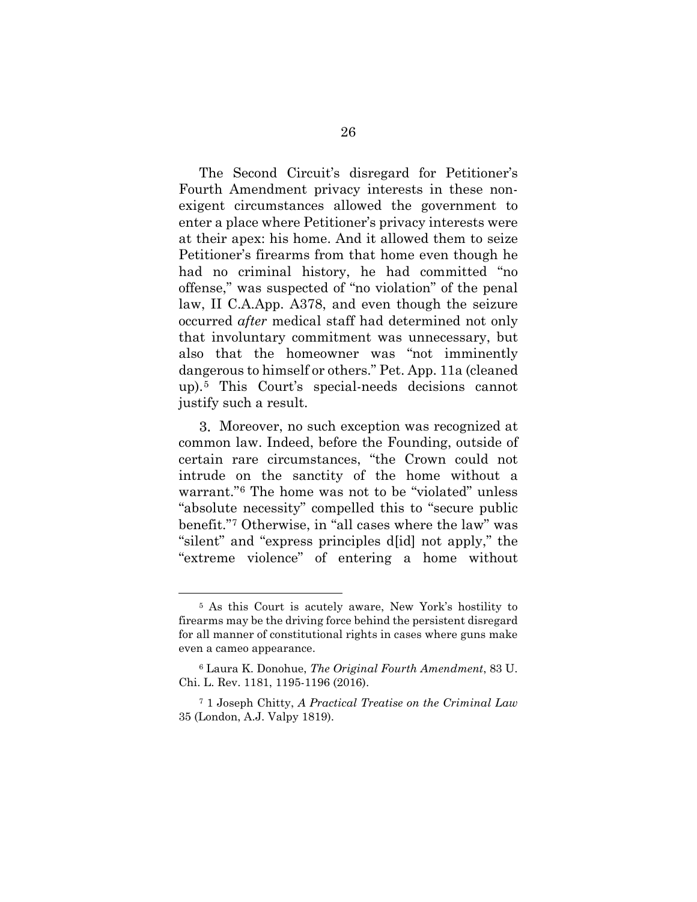The Second Circuit's disregard for Petitioner's Fourth Amendment privacy interests in these non-exigent circumstances allowed the government to enter a place where Petitioner's privacy interests were at their apex: his home. And it allowed them to seize Petitioner's firearms from that home even though he had no criminal history, he had committed "no offense," was suspected of "no violation" of the penal law, II C.A.App. A378, and even though the seizure occurred *after* medical staff had determined not only that involuntary commitment was unnecessary, but also that the homeowner was "not imminently dangerous to himself or others." Pet. App. 11a (cleaned up).[5] This Court's special-needs decisions cannot justify such a result.

3. Moreover, no such exception was recognized at common law. Indeed, before the Founding, outside of certain rare circumstances, "the Crown could not intrude on the sanctity of the home without a warrant."[6] The home was not to be "violated" unless "absolute necessity" compelled this to "secure public benefit."[7] Otherwise, in "all cases where the law" was "silent" and "express principles d[id] not apply," the "extreme violence" of entering a home without

---

[5] As this Court is acutely aware, New York's hostility to firearms may be the driving force behind the persistent disregard for all manner of constitutional rights in cases where guns make even a cameo appearance.

[6] Laura K. Donohue, *The Original Fourth Amendment*, 83 U. Chi. L. Rev. 1181, 1195-1196 (2016).

[7] 1 Joseph Chitty, *A Practical Treatise on the Criminal Law* 35 (London, A.J. Valpy 1819).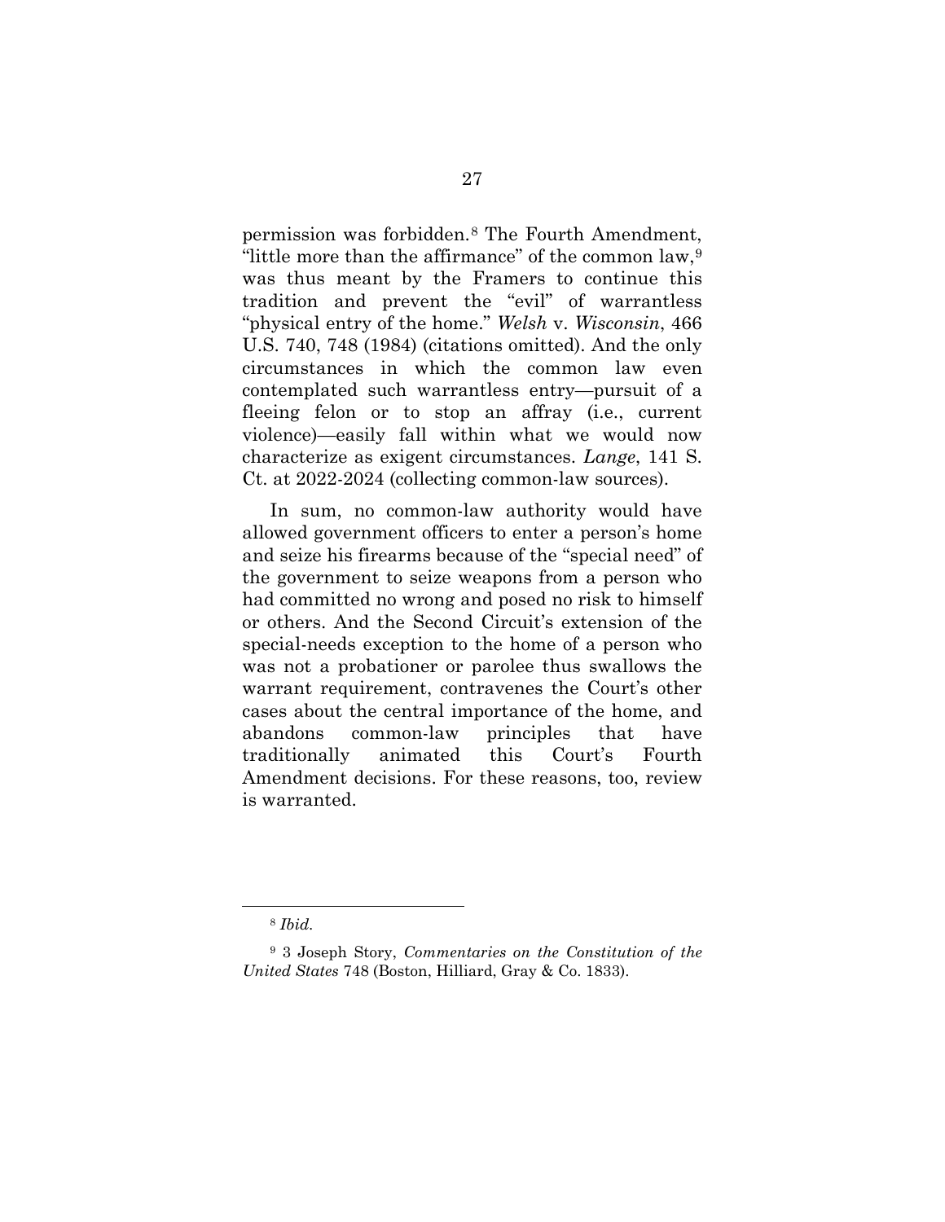permission was forbidden.[8] The Fourth Amendment, "little more than the affirmance" of the common law,[9] was thus meant by the Framers to continue this tradition and prevent the "evil" of warrantless "physical entry of the home." *Welsh* v. *Wisconsin*, 466 U.S. 740, 748 (1984) (citations omitted). And the only circumstances in which the common law even contemplated such warrantless entry—pursuit of a fleeing felon or to stop an affray (i.e., current violence)—easily fall within what we would now characterize as exigent circumstances. *Lange*, 141 S. Ct. at 2022-2024 (collecting common-law sources).

In sum, no common-law authority would have allowed government officers to enter a person's home and seize his firearms because of the "special need" of the government to seize weapons from a person who had committed no wrong and posed no risk to himself or others. And the Second Circuit's extension of the special-needs exception to the home of a person who was not a probationer or parolee thus swallows the warrant requirement, contravenes the Court's other cases about the central importance of the home, and abandons common-law principles that have traditionally animated this Court's Fourth Amendment decisions. For these reasons, too, review is warranted.

---

[8] *Ibid.*

[9] 3 Joseph Story, *Commentaries on the Constitution of the United States* 748 (Boston, Hilliard, Gray & Co. 1833).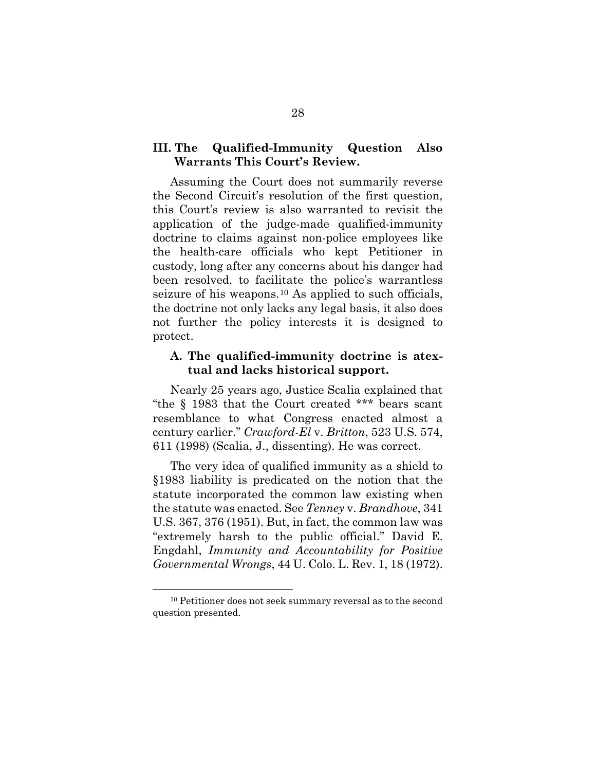## III. The Qualified-Immunity Question Also Warrants This Court's Review.

Assuming the Court does not summarily reverse the Second Circuit's resolution of the first question, this Court's review is also warranted to revisit the application of the judge-made qualified-immunity doctrine to claims against non-police employees like the health-care officials who kept Petitioner in custody, long after any concerns about his danger had been resolved, to facilitate the police's warrantless seizure of his weapons.[10] As applied to such officials, the doctrine not only lacks any legal basis, it also does not further the policy interests it is designed to protect.

### A. The qualified-immunity doctrine is atextual and lacks historical support.

Nearly 25 years ago, Justice Scalia explained that "the § 1983 that the Court created *** bears scant resemblance to what Congress enacted almost a century earlier." *Crawford-El* v. *Britton*, 523 U.S. 574, 611 (1998) (Scalia, J., dissenting). He was correct.

The very idea of qualified immunity as a shield to §1983 liability is predicated on the notion that the statute incorporated the common law existing when the statute was enacted. See *Tenney* v. *Brandhove*, 341 U.S. 367, 376 (1951). But, in fact, the common law was "extremely harsh to the public official." David E. Engdahl, *Immunity and Accountability for Positive Governmental Wrongs*, 44 U. Colo. L. Rev. 1, 18 (1972).

---

[10] Petitioner does not seek summary reversal as to the second question presented.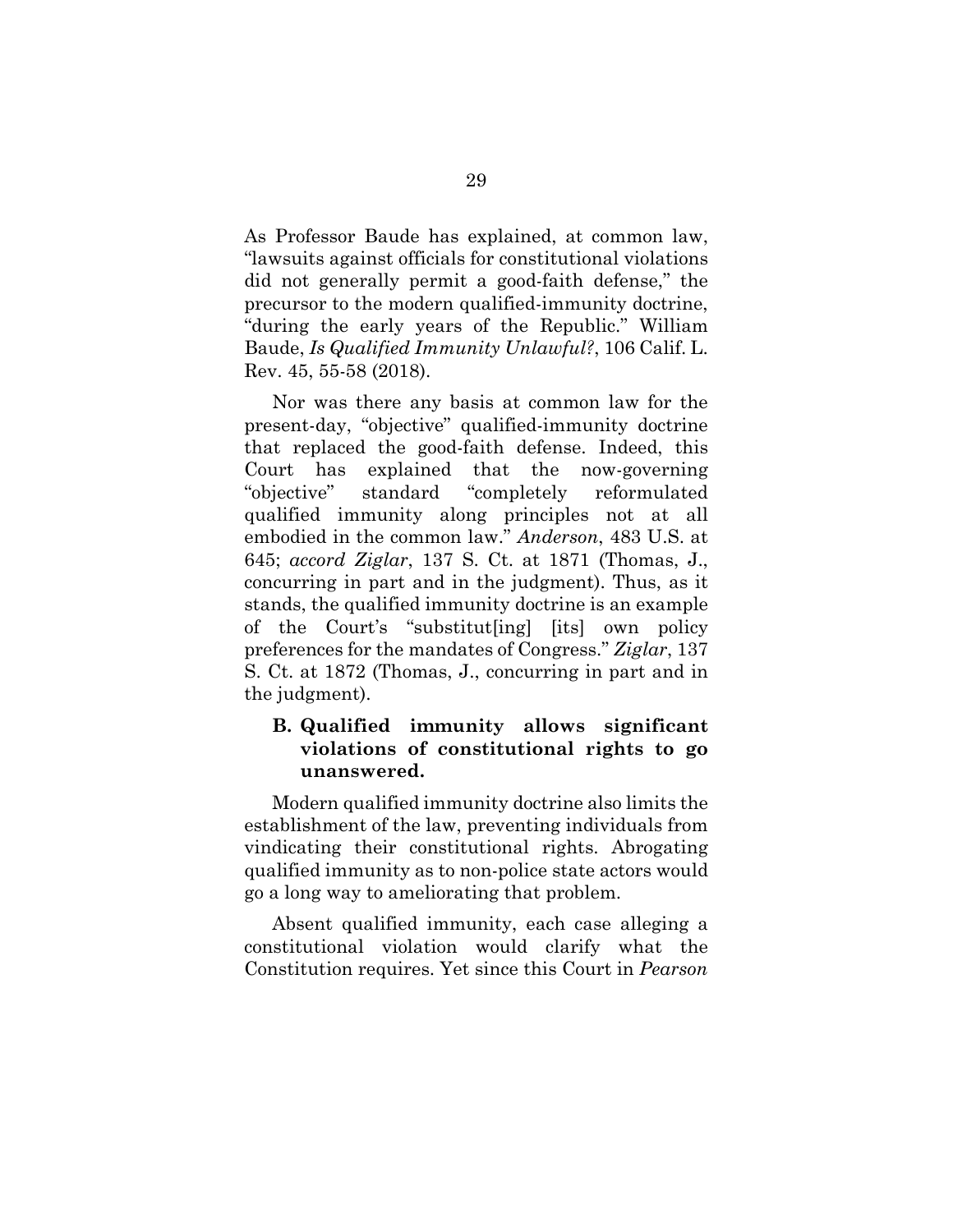As Professor Baude has explained, at common law, "lawsuits against officials for constitutional violations did not generally permit a good-faith defense," the precursor to the modern qualified-immunity doctrine, "during the early years of the Republic." William Baude, *Is Qualified Immunity Unlawful?*, 106 Calif. L. Rev. 45, 55-58 (2018).

Nor was there any basis at common law for the present-day, "objective" qualified-immunity doctrine that replaced the good-faith defense. Indeed, this Court has explained that the now-governing "objective" standard "completely reformulated qualified immunity along principles not at all embodied in the common law." *Anderson*, 483 U.S. at 645; *accord Ziglar*, 137 S. Ct. at 1871 (Thomas, J., concurring in part and in the judgment). Thus, as it stands, the qualified immunity doctrine is an example of the Court's "substitut[ing] [its] own policy preferences for the mandates of Congress." *Ziglar*, 137 S. Ct. at 1872 (Thomas, J., concurring in part and in the judgment).

### B. Qualified immunity allows significant violations of constitutional rights to go unanswered.

Modern qualified immunity doctrine also limits the establishment of the law, preventing individuals from vindicating their constitutional rights. Abrogating qualified immunity as to non-police state actors would go a long way to ameliorating that problem.

Absent qualified immunity, each case alleging a constitutional violation would clarify what the Constitution requires. Yet since this Court in *Pearson*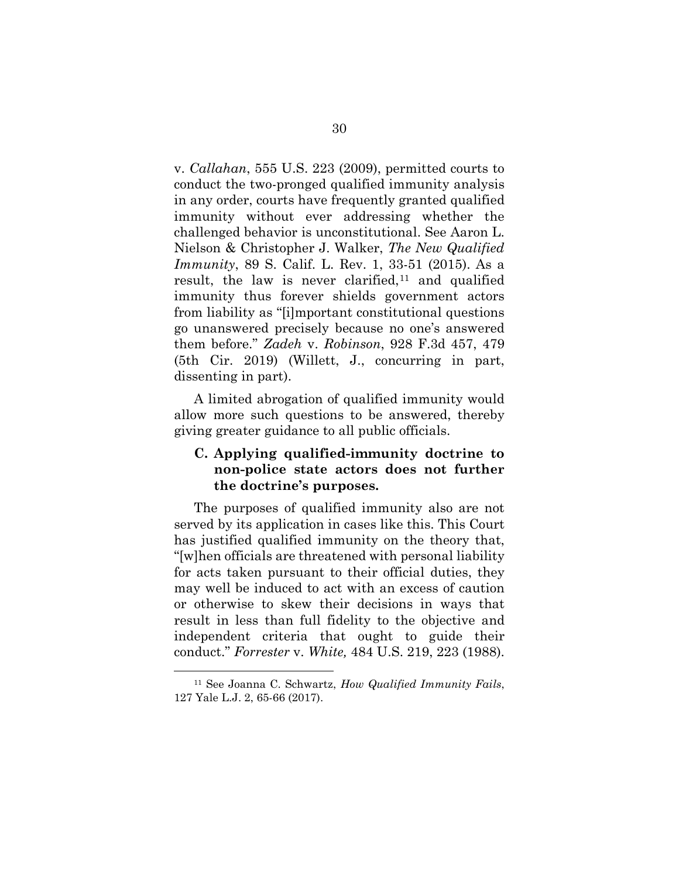v. *Callahan*, 555 U.S. 223 (2009), permitted courts to conduct the two-pronged qualified immunity analysis in any order, courts have frequently granted qualified immunity without ever addressing whether the challenged behavior is unconstitutional. See Aaron L. Nielson & Christopher J. Walker, *The New Qualified Immunity*, 89 S. Calif. L. Rev. 1, 33-51 (2015). As a result, the law is never clarified,[11] and qualified immunity thus forever shields government actors from liability as "[i]mportant constitutional questions go unanswered precisely because no one's answered them before." *Zadeh* v. *Robinson*, 928 F.3d 457, 479 (5th Cir. 2019) (Willett, J., concurring in part, dissenting in part).

A limited abrogation of qualified immunity would allow more such questions to be answered, thereby giving greater guidance to all public officials.

### C. Applying qualified-immunity doctrine to non-police state actors does not further the doctrine's purposes.

The purposes of qualified immunity also are not served by its application in cases like this. This Court has justified qualified immunity on the theory that, "[w]hen officials are threatened with personal liability for acts taken pursuant to their official duties, they may well be induced to act with an excess of caution or otherwise to skew their decisions in ways that result in less than full fidelity to the objective and independent criteria that ought to guide their conduct." *Forrester* v. *White,* 484 U.S. 219, 223 (1988).

---

[11] See Joanna C. Schwartz, *How Qualified Immunity Fails*, 127 Yale L.J. 2, 65-66 (2017).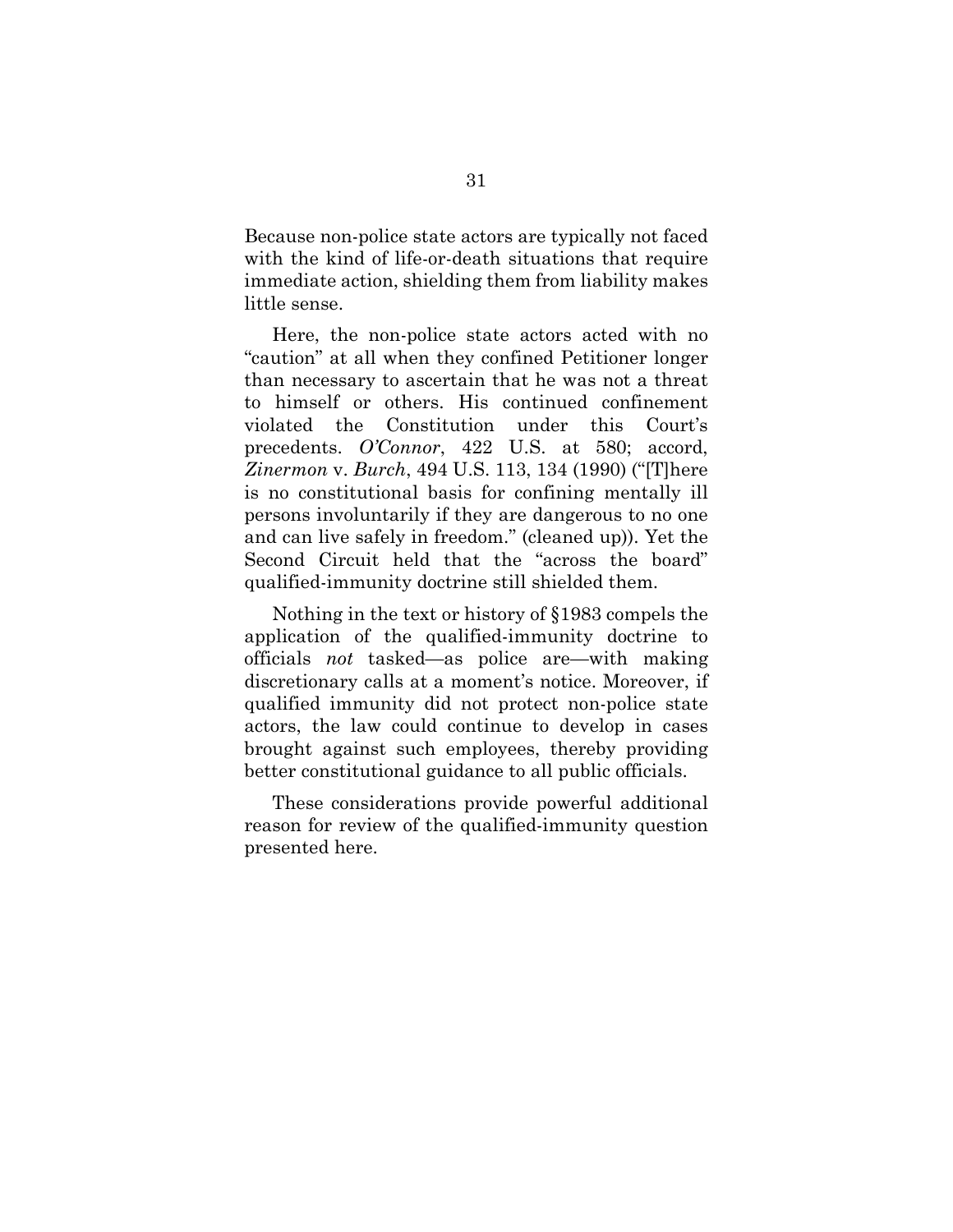Because non-police state actors are typically not faced with the kind of life-or-death situations that require immediate action, shielding them from liability makes little sense.

Here, the non-police state actors acted with no "caution" at all when they confined Petitioner longer than necessary to ascertain that he was not a threat to himself or others. His continued confinement violated the Constitution under this Court's precedents. *O'Connor*, 422 U.S. at 580; accord, *Zinermon* v. *Burch*, 494 U.S. 113, 134 (1990) ("[T]here is no constitutional basis for confining mentally ill persons involuntarily if they are dangerous to no one and can live safely in freedom." (cleaned up)). Yet the Second Circuit held that the "across the board" qualified-immunity doctrine still shielded them.

Nothing in the text or history of §1983 compels the application of the qualified-immunity doctrine to officials *not* tasked—as police are—with making discretionary calls at a moment's notice. Moreover, if qualified immunity did not protect non-police state actors, the law could continue to develop in cases brought against such employees, thereby providing better constitutional guidance to all public officials.

These considerations provide powerful additional reason for review of the qualified-immunity question presented here.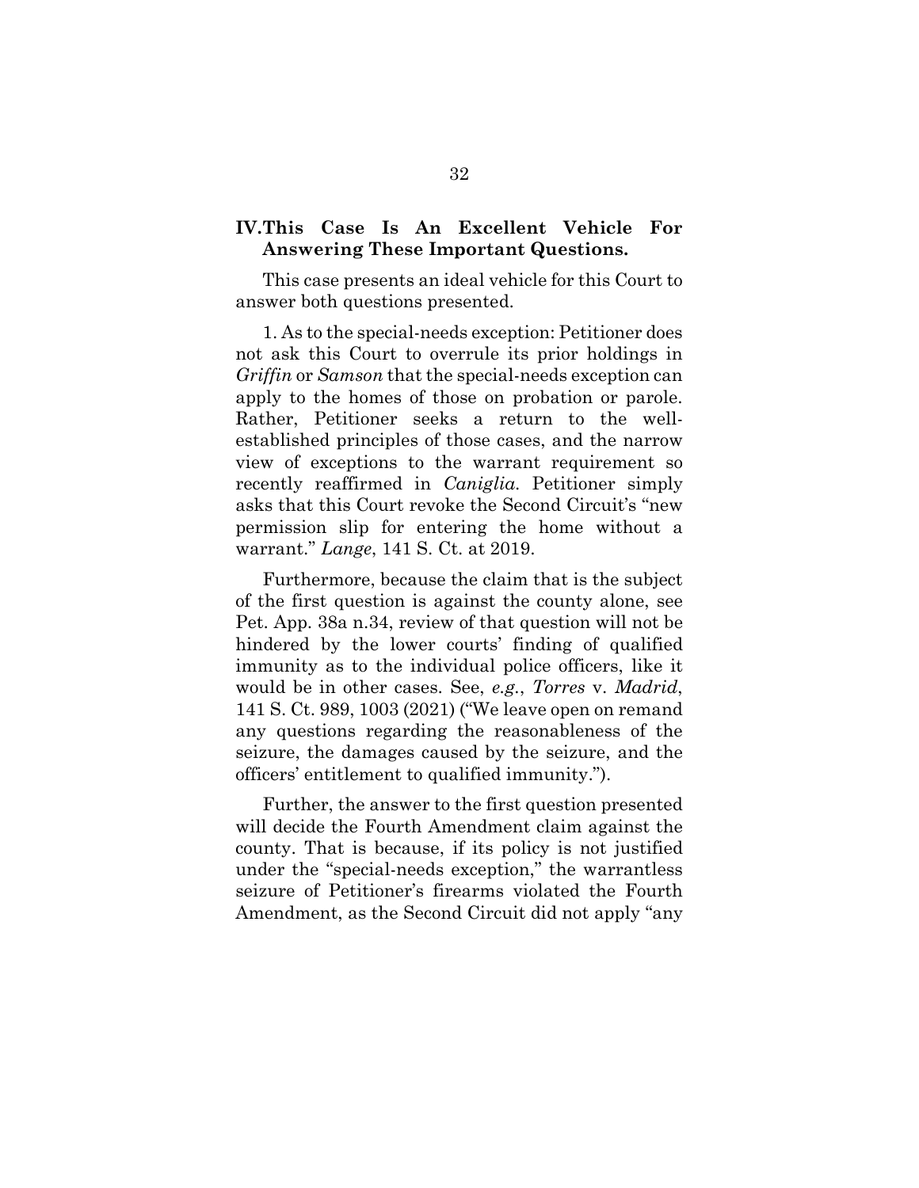## IV. This Case Is An Excellent Vehicle For Answering These Important Questions.

This case presents an ideal vehicle for this Court to answer both questions presented.

1. As to the special-needs exception: Petitioner does not ask this Court to overrule its prior holdings in *Griffin* or *Samson* that the special-needs exception can apply to the homes of those on probation or parole. Rather, Petitioner seeks a return to the well-established principles of those cases, and the narrow view of exceptions to the warrant requirement so recently reaffirmed in *Caniglia*. Petitioner simply asks that this Court revoke the Second Circuit's "new permission slip for entering the home without a warrant." *Lange*, 141 S. Ct. at 2019.

Furthermore, because the claim that is the subject of the first question is against the county alone, see Pet. App. 38a n.34, review of that question will not be hindered by the lower courts' finding of qualified immunity as to the individual police officers, like it would be in other cases. See, *e.g.*, *Torres* v. *Madrid*, 141 S. Ct. 989, 1003 (2021) ("We leave open on remand any questions regarding the reasonableness of the seizure, the damages caused by the seizure, and the officers' entitlement to qualified immunity.").

Further, the answer to the first question presented will decide the Fourth Amendment claim against the county. That is because, if its policy is not justified under the "special-needs exception," the warrantless seizure of Petitioner's firearms violated the Fourth Amendment, as the Second Circuit did not apply "any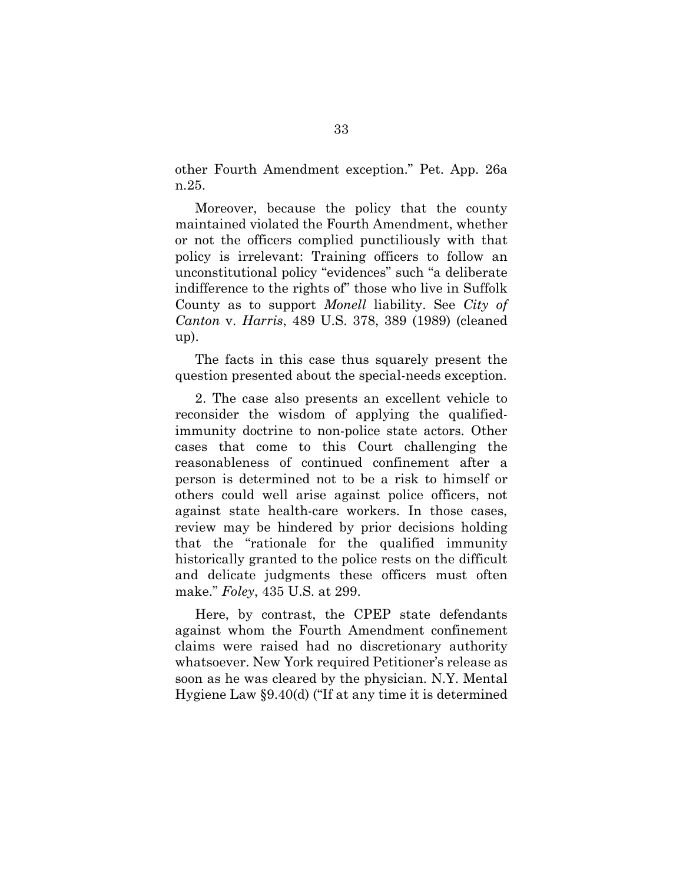other Fourth Amendment exception." Pet. App. 26a n.25.

Moreover, because the policy that the county maintained violated the Fourth Amendment, whether or not the officers complied punctiliously with that policy is irrelevant: Training officers to follow an unconstitutional policy "evidences" such "a deliberate indifference to the rights of" those who live in Suffolk County as to support *Monell* liability. See *City of Canton* v. *Harris*, 489 U.S. 378, 389 (1989) (cleaned up).

The facts in this case thus squarely present the question presented about the special-needs exception.

2. The case also presents an excellent vehicle to reconsider the wisdom of applying the qualified-immunity doctrine to non-police state actors. Other cases that come to this Court challenging the reasonableness of continued confinement after a person is determined not to be a risk to himself or others could well arise against police officers, not against state health-care workers. In those cases, review may be hindered by prior decisions holding that the "rationale for the qualified immunity historically granted to the police rests on the difficult and delicate judgments these officers must often make." *Foley*, 435 U.S. at 299.

Here, by contrast, the CPEP state defendants against whom the Fourth Amendment confinement claims were raised had no discretionary authority whatsoever. New York required Petitioner's release as soon as he was cleared by the physician. N.Y. Mental Hygiene Law §9.40(d) ("If at any time it is determined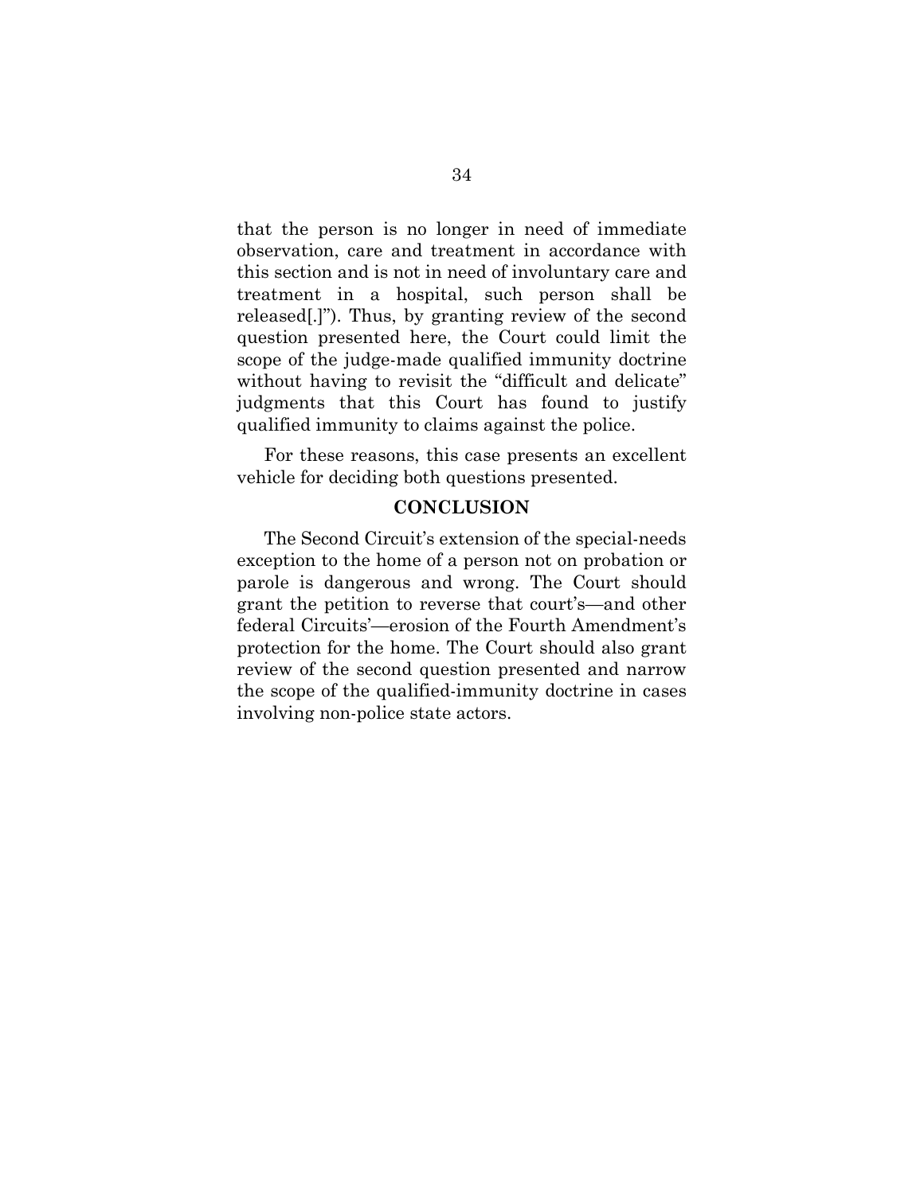that the person is no longer in need of immediate observation, care and treatment in accordance with this section and is not in need of involuntary care and treatment in a hospital, such person shall be released[.]"). Thus, by granting review of the second question presented here, the Court could limit the scope of the judge-made qualified immunity doctrine without having to revisit the "difficult and delicate" judgments that this Court has found to justify qualified immunity to claims against the police.

For these reasons, this case presents an excellent vehicle for deciding both questions presented.

## CONCLUSION

The Second Circuit's extension of the special-needs exception to the home of a person not on probation or parole is dangerous and wrong. The Court should grant the petition to reverse that court's—and other federal Circuits'—erosion of the Fourth Amendment's protection for the home. The Court should also grant review of the second question presented and narrow the scope of the qualified-immunity doctrine in cases involving non-police state actors.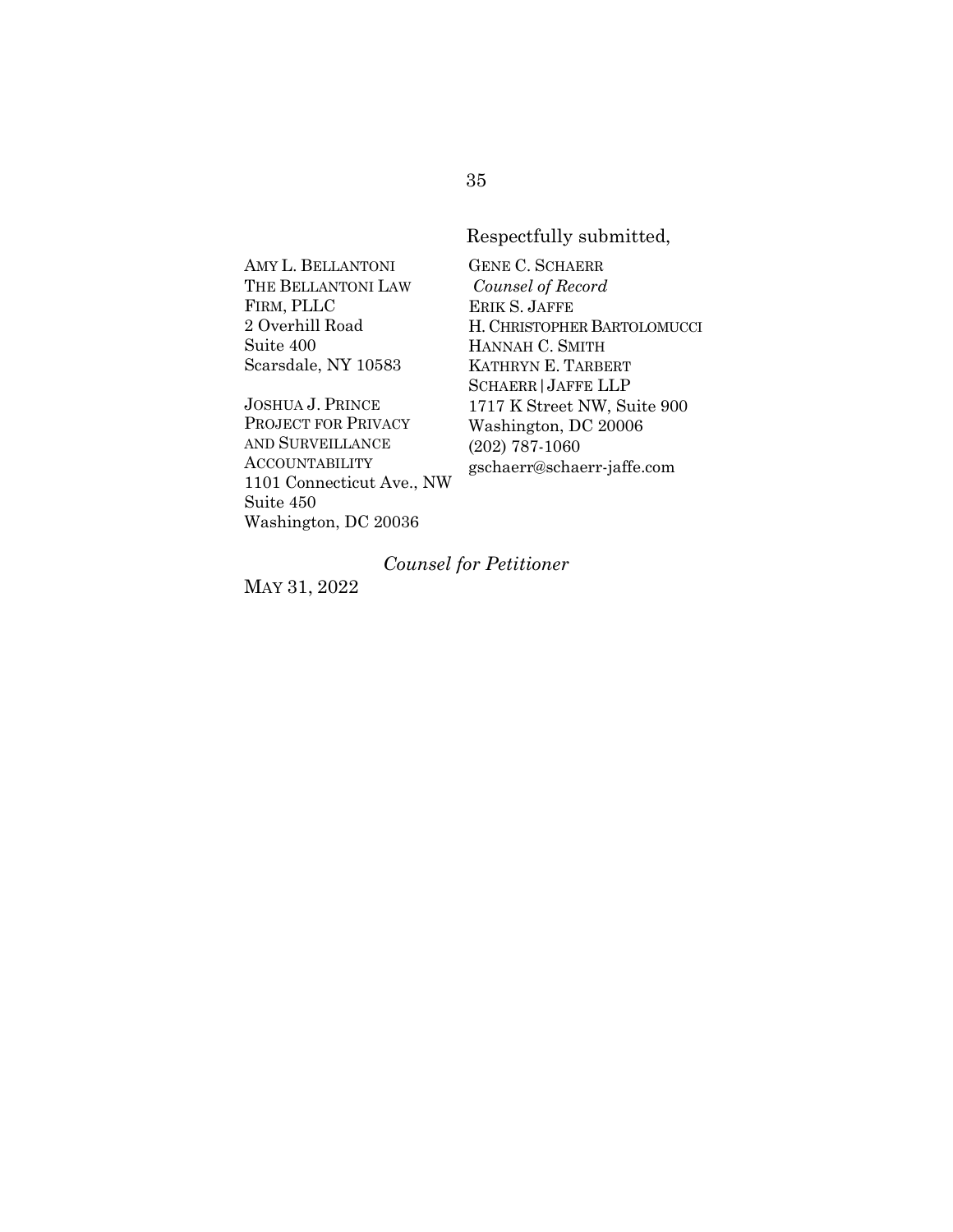Respectfully submitted,

GENE C. SCHAERR
*Counsel of Record*
ERIK S. JAFFE
H. CHRISTOPHER BARTOLOMUCCI
HANNAH C. SMITH
KATHRYN E. TARBERT
SCHAERR | JAFFE LLP
1717 K Street NW, Suite 900
Washington, DC 20006
(202) 787-1060
gschaerr@schaerr-jaffe.com

AMY L. BELLANTONI
THE BELLANTONI LAW FIRM, PLLC
2 Overhill Road
Suite 400
Scarsdale, NY 10583

JOSHUA J. PRINCE
PROJECT FOR PRIVACY AND SURVEILLANCE ACCOUNTABILITY
1101 Connecticut Ave., NW
Suite 450
Washington, DC 20036

*Counsel for Petitioner*

MAY 31, 2022